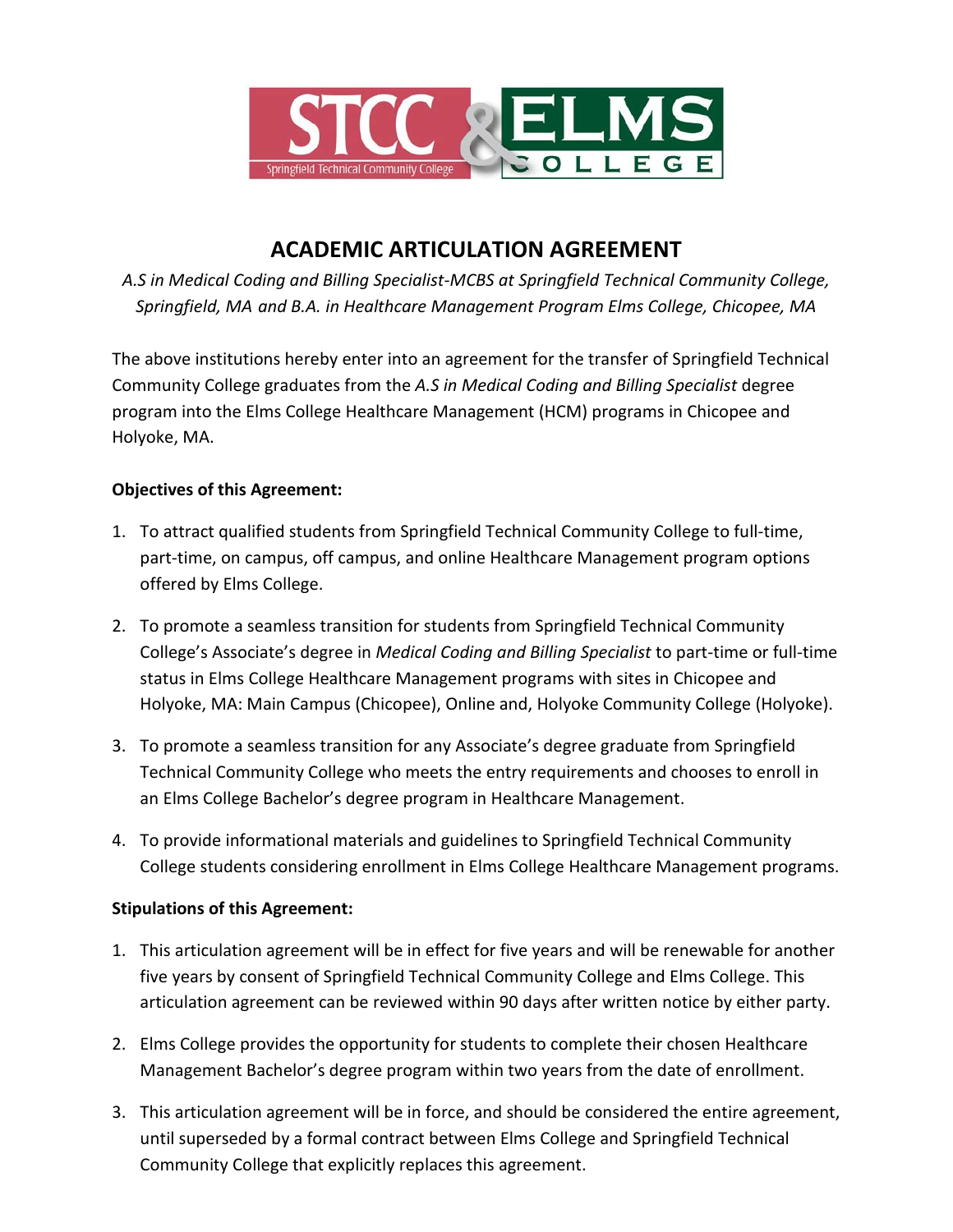# ACADEMIC ARTICULATION AGREEMENT

*A.S in Medical Coding and Billing Specialist-MCBS at Springfield Technical Community College, Springfield, MA and B.A. in Healthcare Management Program Elms College, Chicopee, MA*

The above institutions hereby enter into an agreement for the transfer of Springfield Technical Community College graduates from the *A.S in Medical Coding and Billing Specialist* degree program into the Elms College Healthcare Management (HCM) programs in Chicopee and Holyoke, MA.

**Objectives of this Agreement:**

1. To attract qualified students from Springfield Technical Community College to full-time, part-time, on campus, off campus, and online Healthcare Management program options offered by Elms College.
2. To promote a seamless transition for students from Springfield Technical Community College's Associate's degree in *Medical Coding and Billing Specialist* to part-time or full-time status in Elms College Healthcare Management programs with sites in Chicopee and Holyoke, MA: Main Campus (Chicopee), Online and, Holyoke Community College (Holyoke).
3. To promote a seamless transition for any Associate's degree graduate from Springfield Technical Community College who meets the entry requirements and chooses to enroll in an Elms College Bachelor's degree program in Healthcare Management.
4. To provide informational materials and guidelines to Springfield Technical Community College students considering enrollment in Elms College Healthcare Management programs.

**Stipulations of this Agreement:**

1. This articulation agreement will be in effect for five years and will be renewable for another five years by consent of Springfield Technical Community College and Elms College. This articulation agreement can be reviewed within 90 days after written notice by either party.
2. Elms College provides the opportunity for students to complete their chosen Healthcare Management Bachelor's degree program within two years from the date of enrollment.
3. This articulation agreement will be in force, and should be considered the entire agreement, until superseded by a formal contract between Elms College and Springfield Technical Community College that explicitly replaces this agreement.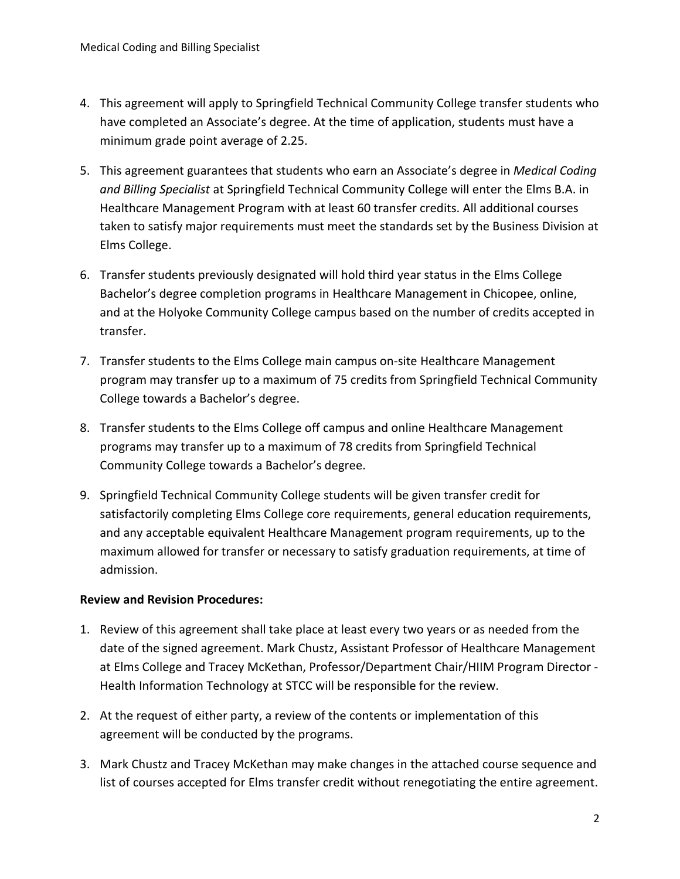4. This agreement will apply to Springfield Technical Community College transfer students who have completed an Associate's degree. At the time of application, students must have a minimum grade point average of 2.25.

5. This agreement guarantees that students who earn an Associate's degree in *Medical Coding and Billing Specialist* at Springfield Technical Community College will enter the Elms B.A. in Healthcare Management Program with at least 60 transfer credits. All additional courses taken to satisfy major requirements must meet the standards set by the Business Division at Elms College.

6. Transfer students previously designated will hold third year status in the Elms College Bachelor's degree completion programs in Healthcare Management in Chicopee, online, and at the Holyoke Community College campus based on the number of credits accepted in transfer.

7. Transfer students to the Elms College main campus on-site Healthcare Management program may transfer up to a maximum of 75 credits from Springfield Technical Community College towards a Bachelor's degree.

8. Transfer students to the Elms College off campus and online Healthcare Management programs may transfer up to a maximum of 78 credits from Springfield Technical Community College towards a Bachelor's degree.

9. Springfield Technical Community College students will be given transfer credit for satisfactorily completing Elms College core requirements, general education requirements, and any acceptable equivalent Healthcare Management program requirements, up to the maximum allowed for transfer or necessary to satisfy graduation requirements, at time of admission.

**Review and Revision Procedures:**

1. Review of this agreement shall take place at least every two years or as needed from the date of the signed agreement. Mark Chustz, Assistant Professor of Healthcare Management at Elms College and Tracey McKethan, Professor/Department Chair/HIIM Program Director - Health Information Technology at STCC will be responsible for the review.

2. At the request of either party, a review of the contents or implementation of this agreement will be conducted by the programs.

3. Mark Chustz and Tracey McKethan may make changes in the attached course sequence and list of courses accepted for Elms transfer credit without renegotiating the entire agreement.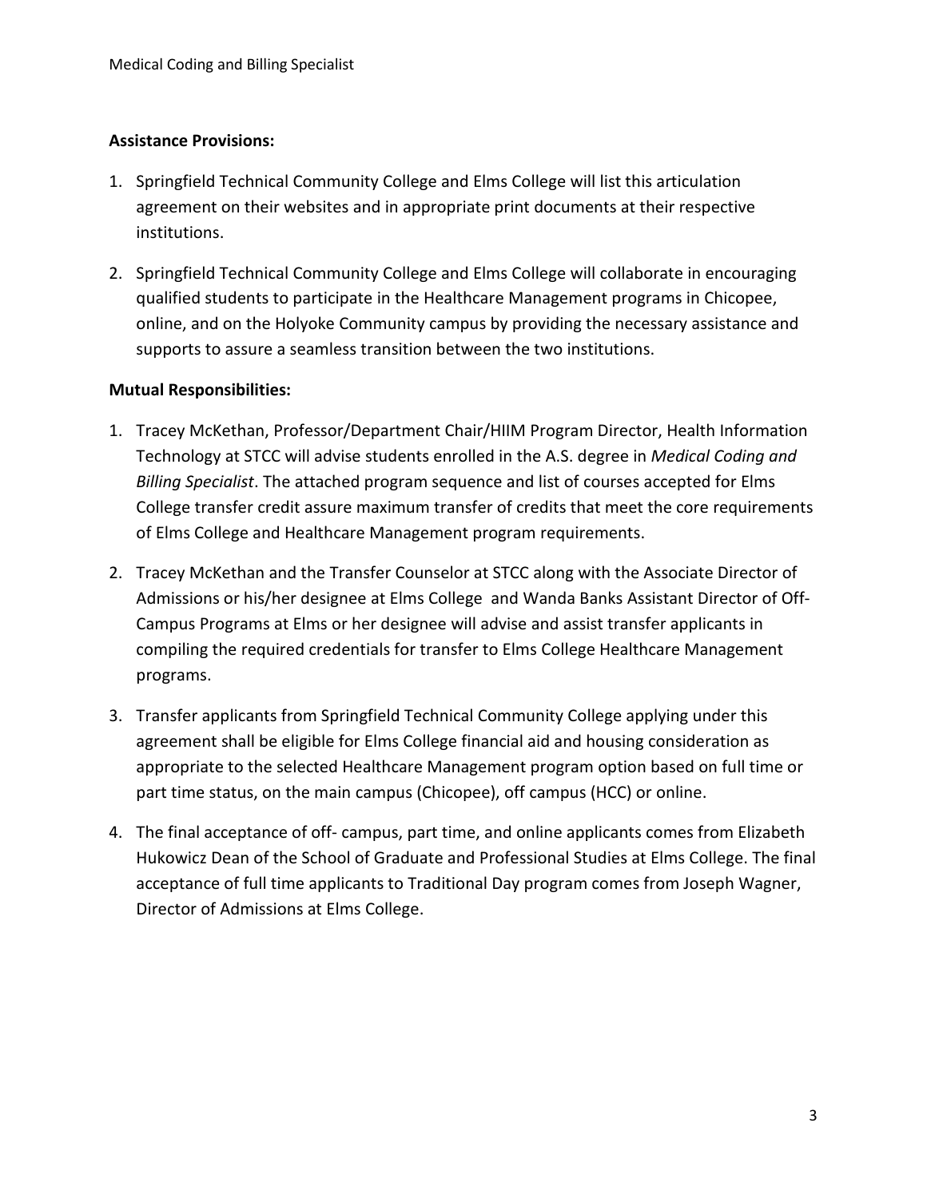**Assistance Provisions:**

1. Springfield Technical Community College and Elms College will list this articulation agreement on their websites and in appropriate print documents at their respective institutions.
2. Springfield Technical Community College and Elms College will collaborate in encouraging qualified students to participate in the Healthcare Management programs in Chicopee, online, and on the Holyoke Community campus by providing the necessary assistance and supports to assure a seamless transition between the two institutions.

**Mutual Responsibilities:**

1. Tracey McKethan, Professor/Department Chair/HIIM Program Director, Health Information Technology at STCC will advise students enrolled in the A.S. degree in *Medical Coding and Billing Specialist*. The attached program sequence and list of courses accepted for Elms College transfer credit assure maximum transfer of credits that meet the core requirements of Elms College and Healthcare Management program requirements.
2. Tracey McKethan and the Transfer Counselor at STCC along with the Associate Director of Admissions or his/her designee at Elms College and Wanda Banks Assistant Director of Off-Campus Programs at Elms or her designee will advise and assist transfer applicants in compiling the required credentials for transfer to Elms College Healthcare Management programs.
3. Transfer applicants from Springfield Technical Community College applying under this agreement shall be eligible for Elms College financial aid and housing consideration as appropriate to the selected Healthcare Management program option based on full time or part time status, on the main campus (Chicopee), off campus (HCC) or online.
4. The final acceptance of off- campus, part time, and online applicants comes from Elizabeth Hukowicz Dean of the School of Graduate and Professional Studies at Elms College. The final acceptance of full time applicants to Traditional Day program comes from Joseph Wagner, Director of Admissions at Elms College.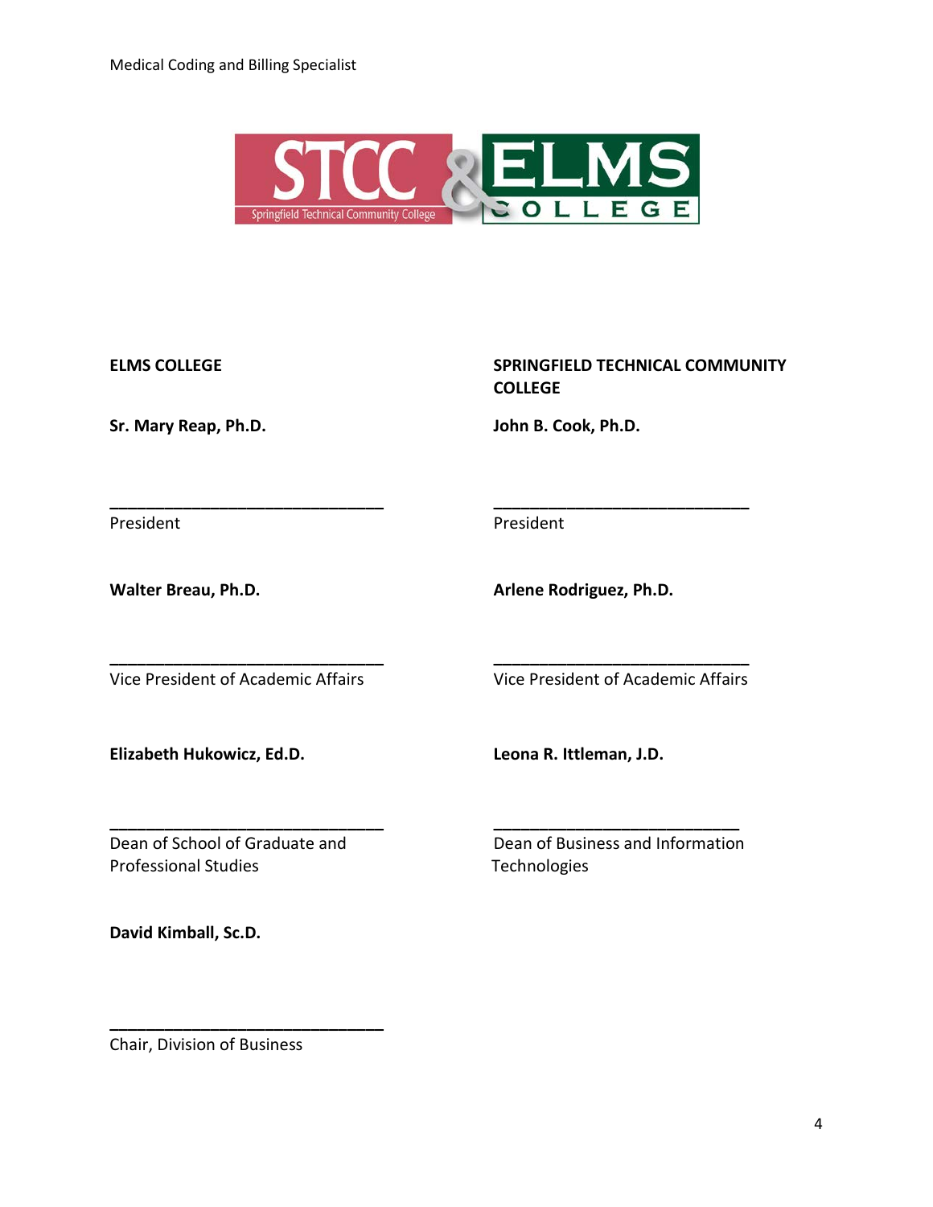**ELMS COLLEGE**

**Sr. Mary Reap, Ph.D.**

\_\_\_\_\_\_\_\_\_\_\_\_\_\_\_\_\_\_\_\_\_\_\_\_\_\_\_\_\_\_

President

**Walter Breau, Ph.D.**

\_\_\_\_\_\_\_\_\_\_\_\_\_\_\_\_\_\_\_\_\_\_\_\_\_\_\_\_\_\_

Vice President of Academic Affairs

**Elizabeth Hukowicz, Ed.D.**

\_\_\_\_\_\_\_\_\_\_\_\_\_\_\_\_\_\_\_\_\_\_\_\_\_\_\_\_\_\_

Dean of School of Graduate and Professional Studies

**David Kimball, Sc.D.**

\_\_\_\_\_\_\_\_\_\_\_\_\_\_\_\_\_\_\_\_\_\_\_\_\_\_\_\_\_\_

Chair, Division of Business

**SPRINGFIELD TECHNICAL COMMUNITY COLLEGE**

**John B. Cook, Ph.D.**

\_\_\_\_\_\_\_\_\_\_\_\_\_\_\_\_\_\_\_\_\_\_\_\_\_\_\_\_\_\_

President

**Arlene Rodriguez, Ph.D.**

\_\_\_\_\_\_\_\_\_\_\_\_\_\_\_\_\_\_\_\_\_\_\_\_\_\_\_\_\_\_

Vice President of Academic Affairs

**Leona R. Ittleman, J.D.**

\_\_\_\_\_\_\_\_\_\_\_\_\_\_\_\_\_\_\_\_\_\_\_\_\_\_\_\_\_\_

Dean of Business and Information Technologies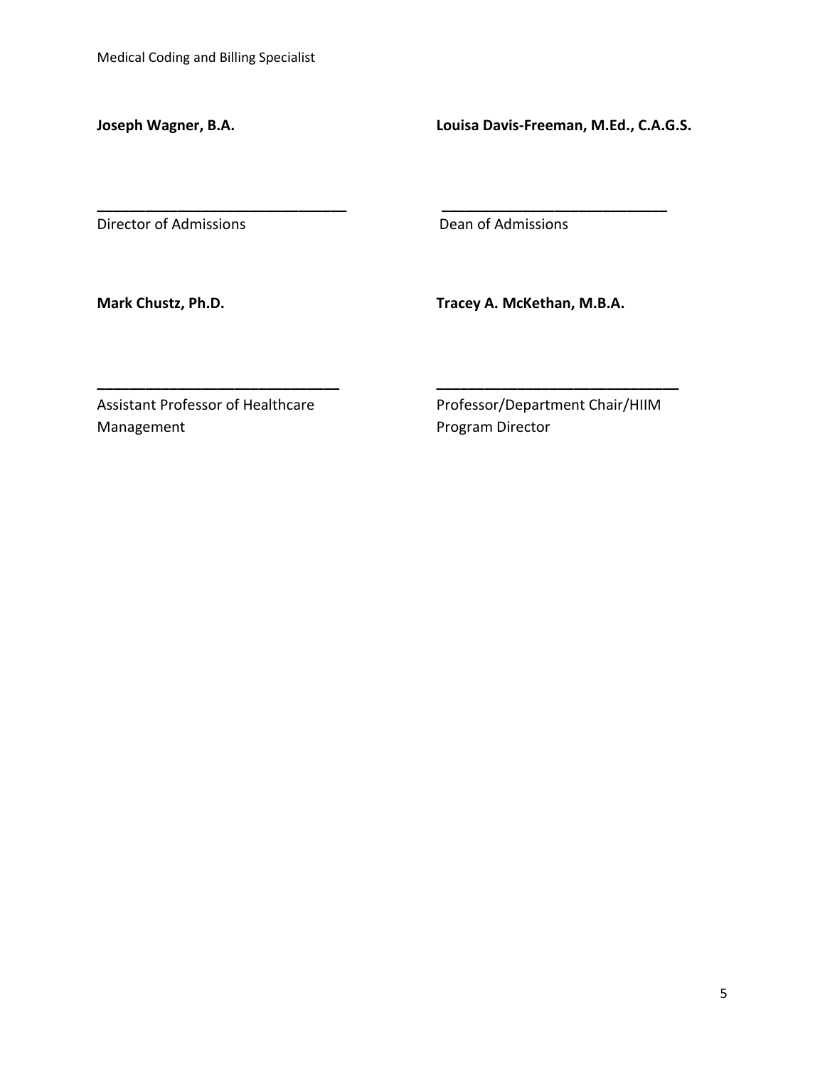**Joseph Wagner, B.A.**

_______________________________

Director of Admissions

**Louisa Davis-Freeman, M.Ed., C.A.G.S.**

_______________________________

Dean of Admissions

**Mark Chustz, Ph.D.**

_______________________________

Assistant Professor of Healthcare Management

**Tracey A. McKethan, M.B.A.**

_______________________________

Professor/Department Chair/HIIM Program Director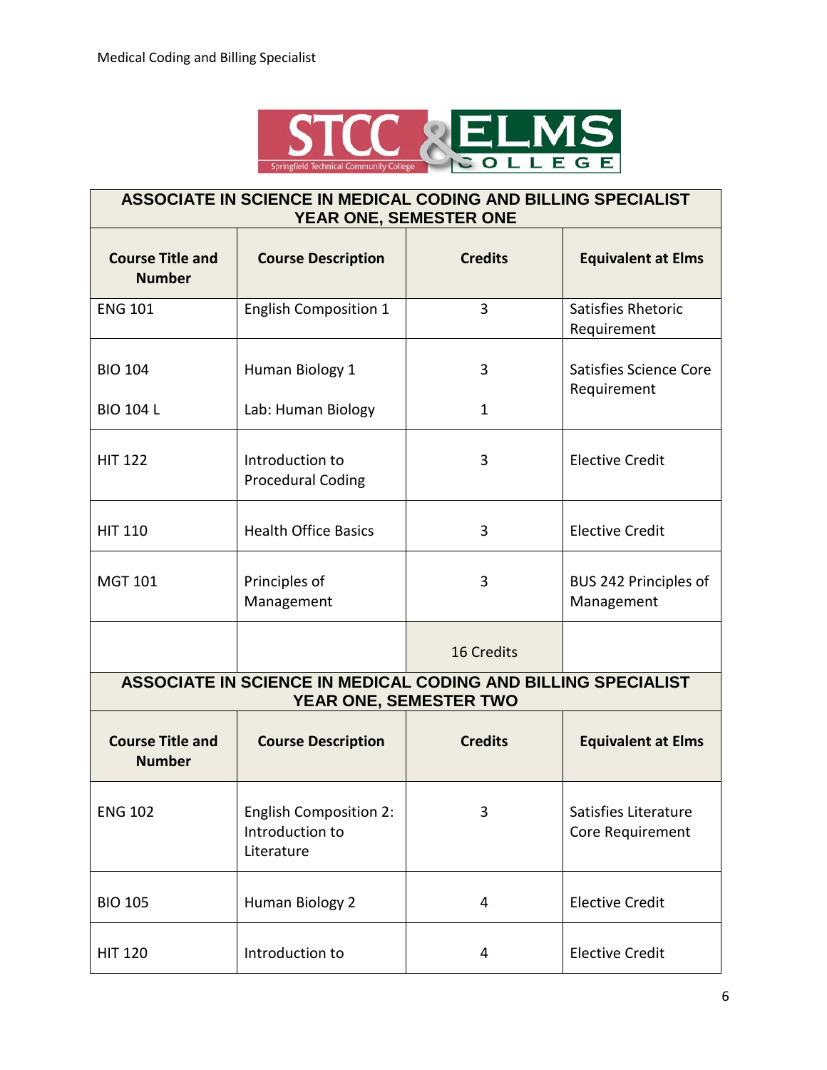| ASSOCIATE IN SCIENCE IN MEDICAL CODING AND BILLING SPECIALIST YEAR ONE, SEMESTER ONE | | | |
|---|---|---|---|
| **Course Title and Number** | **Course Description** | **Credits** | **Equivalent at Elms** |
| ENG 101 | English Composition 1 | 3 | Satisfies Rhetoric Requirement |
| BIO 104<br><br>BIO 104 L | Human Biology 1<br><br>Lab: Human Biology | 3<br><br>1 | Satisfies Science Core Requirement |
| HIT 122 | Introduction to Procedural Coding | 3 | Elective Credit |
| HIT 110 | Health Office Basics | 3 | Elective Credit |
| MGT 101 | Principles of Management | 3 | BUS 242 Principles of Management |
| | | 16 Credits | |

| ASSOCIATE IN SCIENCE IN MEDICAL CODING AND BILLING SPECIALIST YEAR ONE, SEMESTER TWO | | | |
|---|---|---|---|
| **Course Title and Number** | **Course Description** | **Credits** | **Equivalent at Elms** |
| ENG 102 | English Composition 2: Introduction to Literature | 3 | Satisfies Literature Core Requirement |
| BIO 105 | Human Biology 2 | 4 | Elective Credit |
| HIT 120 | Introduction to | 4 | Elective Credit |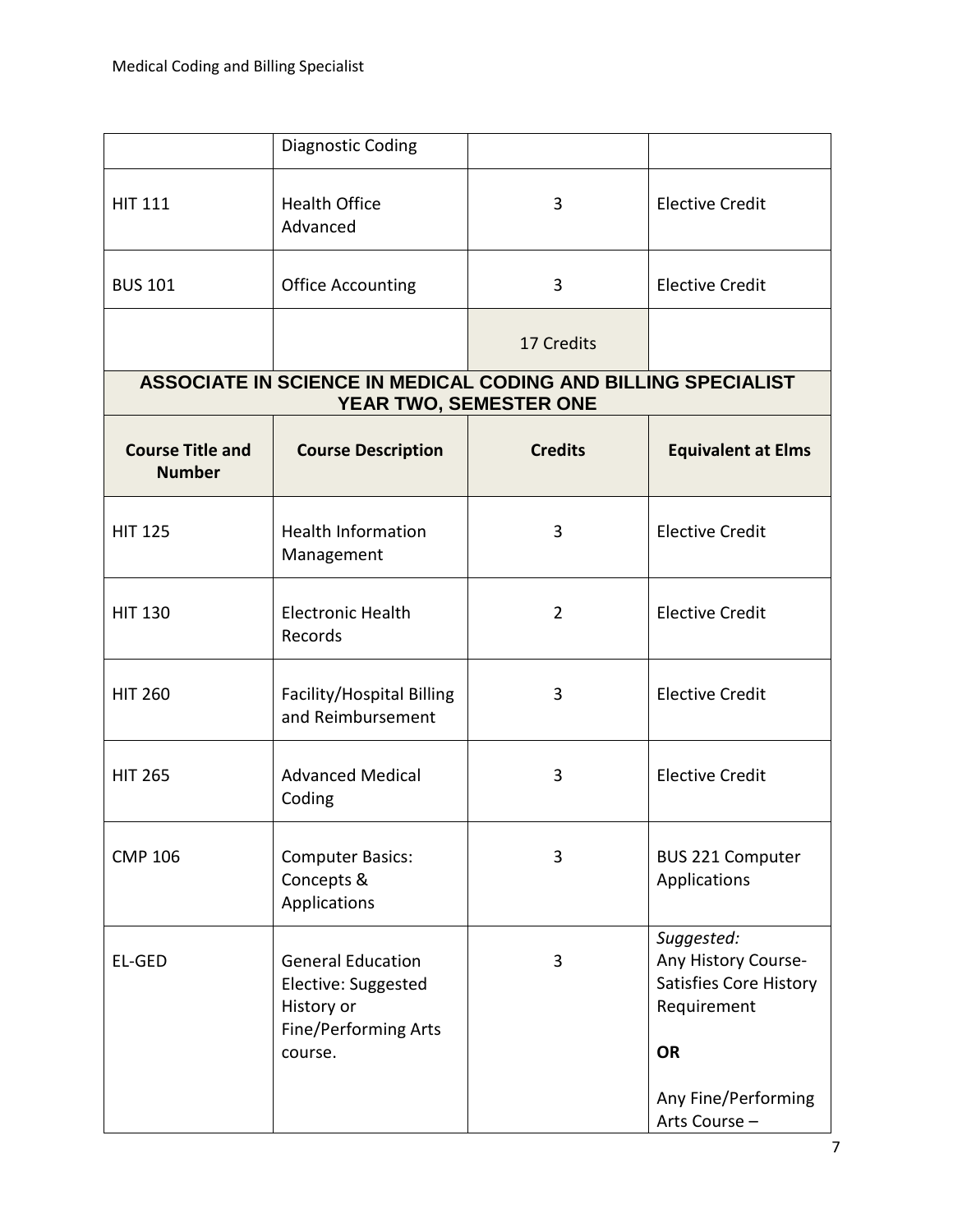| | Diagnostic Coding | | |
|---|---|---|---|
| HIT 111 | Health Office Advanced | 3 | Elective Credit |
| BUS 101 | Office Accounting | 3 | Elective Credit |
| | | 17 Credits | |

**ASSOCIATE IN SCIENCE IN MEDICAL CODING AND BILLING SPECIALIST YEAR TWO, SEMESTER ONE**

| Course Title and Number | Course Description | Credits | Equivalent at Elms |
|---|---|---|---|
| HIT 125 | Health Information Management | 3 | Elective Credit |
| HIT 130 | Electronic Health Records | 2 | Elective Credit |
| HIT 260 | Facility/Hospital Billing and Reimbursement | 3 | Elective Credit |
| HIT 265 | Advanced Medical Coding | 3 | Elective Credit |
| CMP 106 | Computer Basics: Concepts & Applications | 3 | BUS 221 Computer Applications |
| EL-GED | General Education Elective: Suggested History or Fine/Performing Arts course. | 3 | *Suggested:* Any History Course- Satisfies Core History Requirement **OR** Any Fine/Performing Arts Course – |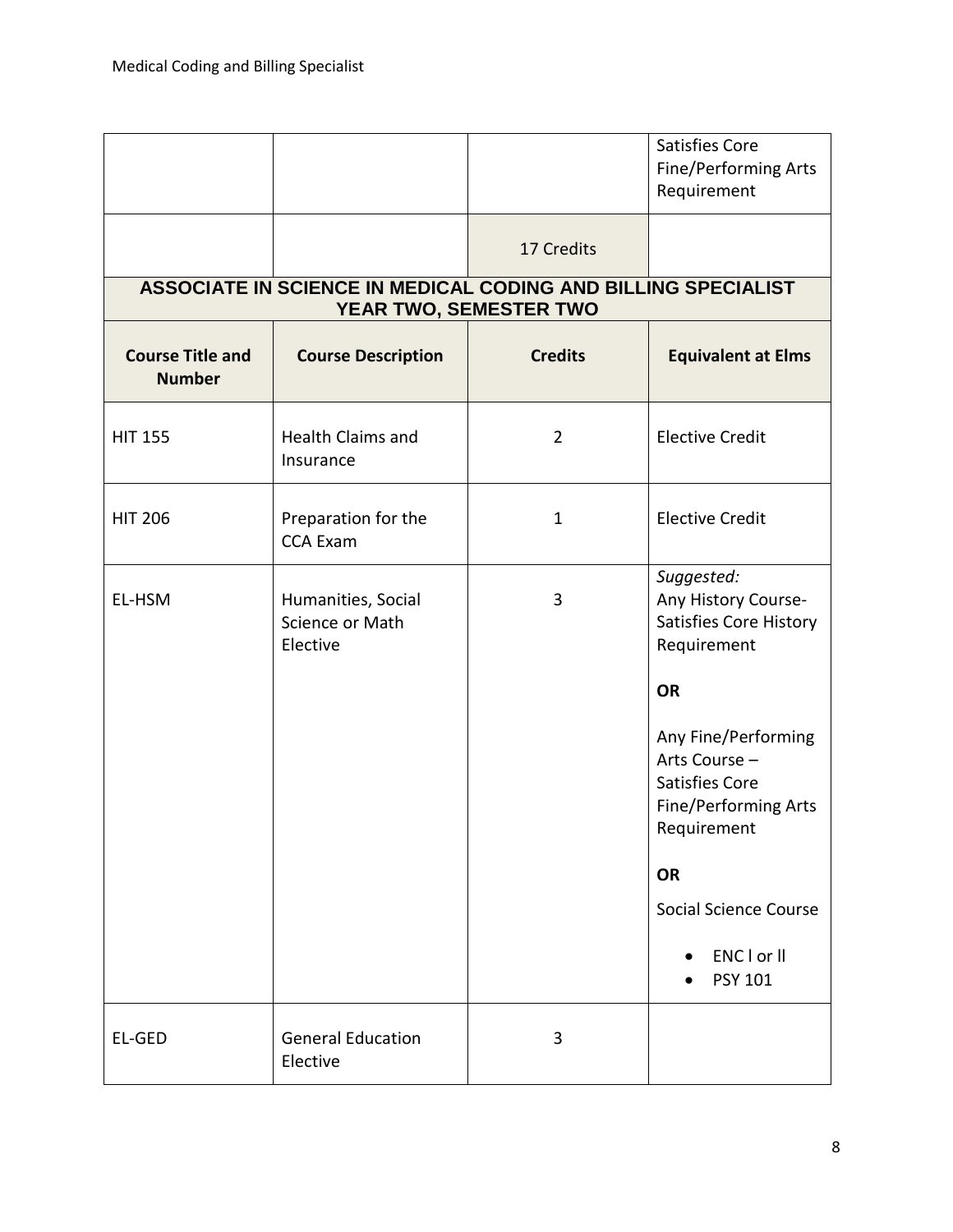| | | | Satisfies Core Fine/Performing Arts Requirement |
|---|---|---|---|
| | | 17 Credits | |

| **ASSOCIATE IN SCIENCE IN MEDICAL CODING AND BILLING SPECIALIST YEAR TWO, SEMESTER TWO** | | | |
|---|---|---|---|
| **Course Title and Number** | **Course Description** | **Credits** | **Equivalent at Elms** |
| HIT 155 | Health Claims and Insurance | 2 | Elective Credit |
| HIT 206 | Preparation for the CCA Exam | 1 | Elective Credit |
| EL-HSM | Humanities, Social Science or Math Elective | 3 | *Suggested:* Any History Course- Satisfies Core History Requirement **OR** Any Fine/Performing Arts Course – Satisfies Core Fine/Performing Arts Requirement **OR** Social Science Course • ENC l or ll • PSY 101 |
| EL-GED | General Education Elective | 3 | |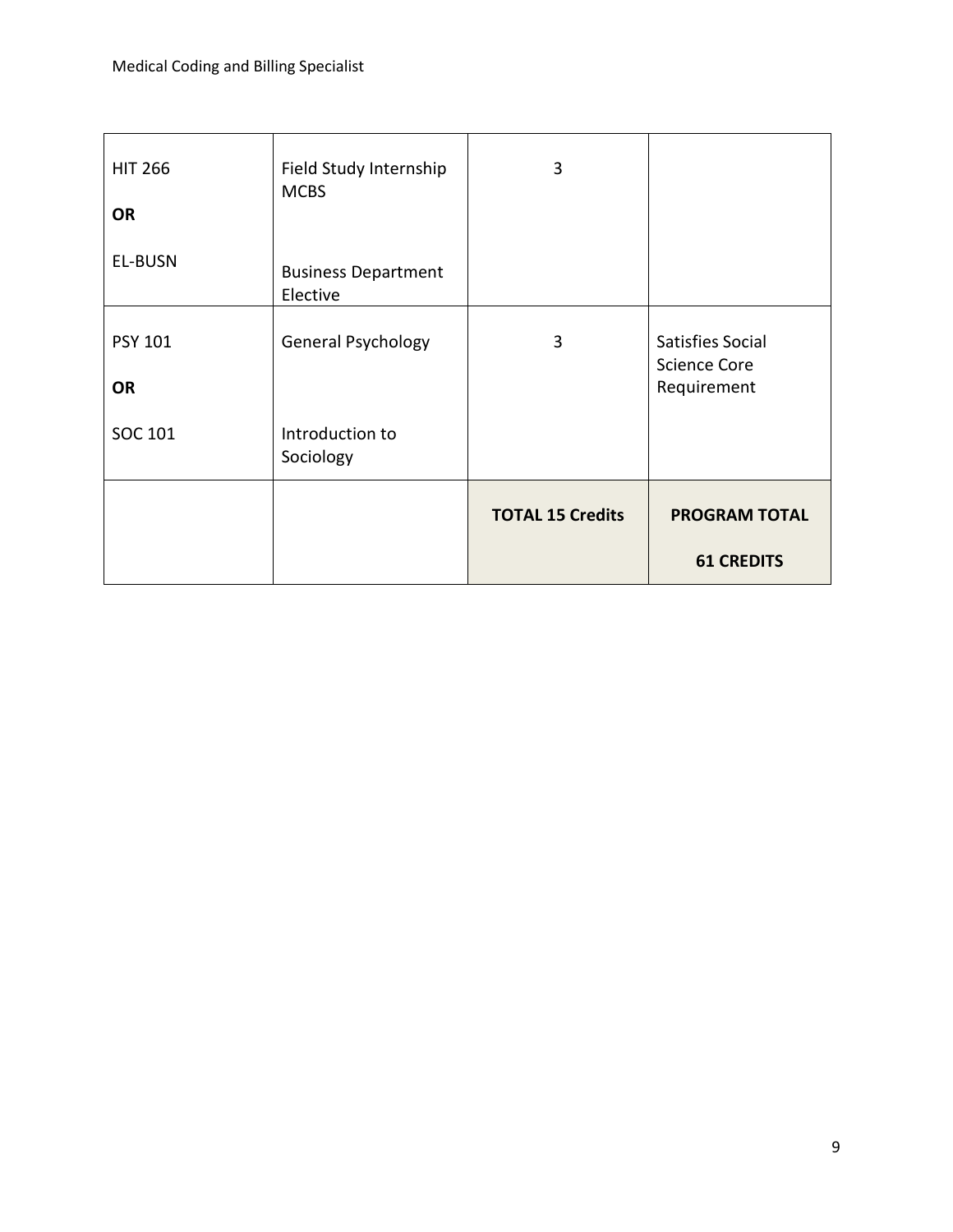| | | | |
|---|---|---|---|
| HIT 266<br><br>**OR**<br><br>EL-BUSN | Field Study Internship MCBS<br><br>Business Department Elective | 3 | |
| PSY 101<br><br>**OR**<br><br>SOC 101 | General Psychology<br><br>Introduction to Sociology | 3 | Satisfies Social Science Core Requirement |
| | | **TOTAL 15 Credits** | **PROGRAM TOTAL**<br><br>**61 CREDITS** |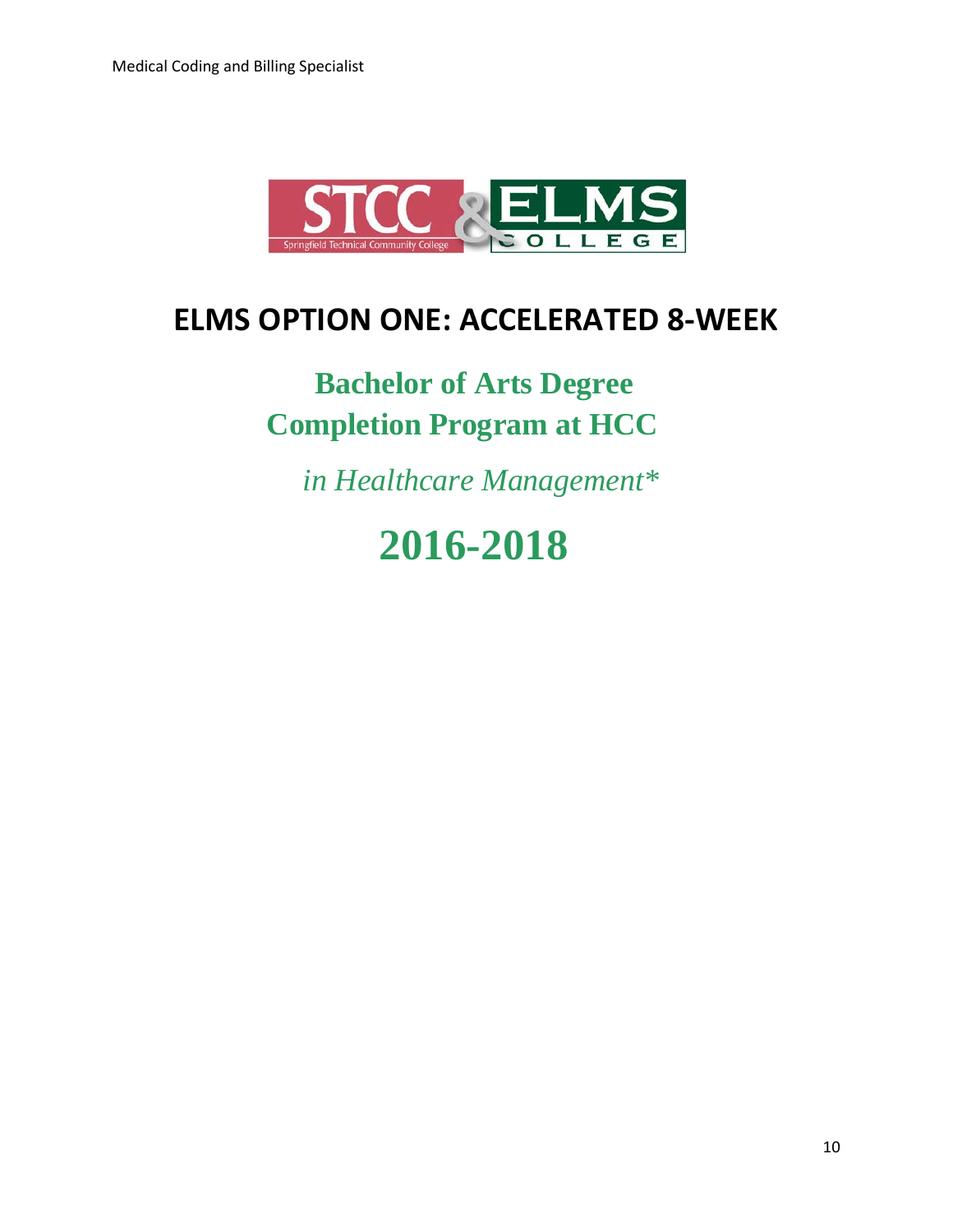# ELMS OPTION ONE: ACCELERATED 8-WEEK

## Bachelor of Arts Degree Completion Program at HCC

*in Healthcare Management**

# 2016-2018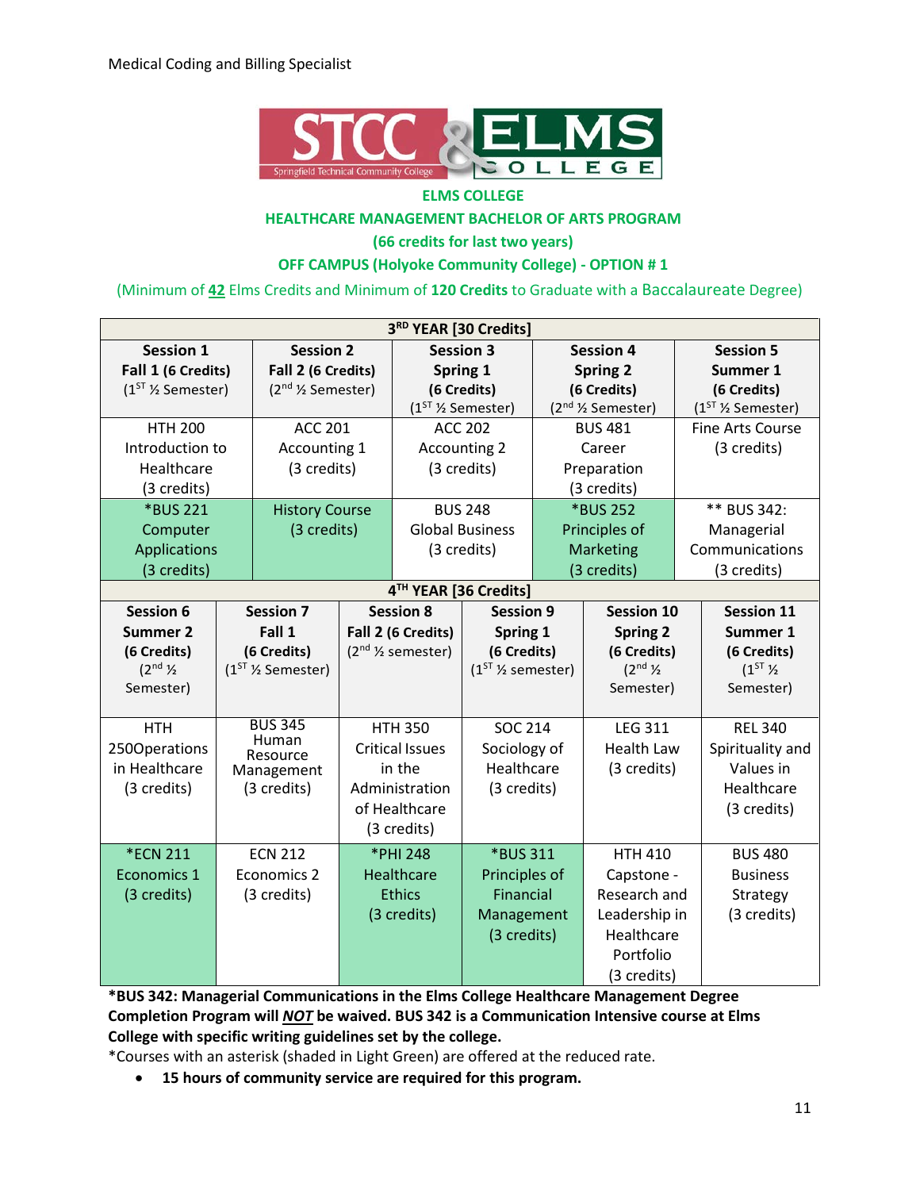Medical Coding and Billing Specialist

STCC & ELMS COLLEGE

**ELMS COLLEGE**

**HEALTHCARE MANAGEMENT BACHELOR OF ARTS PROGRAM**

**(66 credits for last two years)**

**OFF CAMPUS (Holyoke Community College) - OPTION # 1**

(Minimum of **42** Elms Credits and Minimum of **120 Credits** to Graduate with a Baccalaureate Degree)

| 3RD YEAR [30 Credits] | | | | |
|---|---|---|---|---|
| **Session 1** **Fall 1 (6 Credits)** (1ST ½ Semester) | **Session 2** **Fall 2 (6 Credits)** (2nd ½ Semester) | **Session 3** **Spring 1** **(6 Credits)** (1ST ½ Semester) | **Session 4** **Spring 2** **(6 Credits)** (2nd ½ Semester) | **Session 5** **Summer 1** **(6 Credits)** (1ST ½ Semester) |
| HTH 200 Introduction to Healthcare (3 credits) | ACC 201 Accounting 1 (3 credits) | ACC 202 Accounting 2 (3 credits) | BUS 481 Career Preparation (3 credits) | Fine Arts Course (3 credits) |
| *BUS 221 Computer Applications (3 credits) | History Course (3 credits) | BUS 248 Global Business (3 credits) | *BUS 252 Principles of Marketing (3 credits) | ** BUS 342: Managerial Communications (3 credits) |

| 4TH YEAR [36 Credits] | | | | | |
|---|---|---|---|---|---|
| **Session 6** **Summer 2** **(6 Credits)** (2nd ½ Semester) | **Session 7** **Fall 1** **(6 Credits)** (1ST ½ Semester) | **Session 8** **Fall 2 (6 Credits)** (2nd ½ semester) | **Session 9** **Spring 1** **(6 Credits)** (1ST ½ semester) | **Session 10** **Spring 2** **(6 Credits)** (2nd ½ Semester) | **Session 11** **Summer 1** **(6 Credits)** (1ST ½ Semester) |
| HTH 250Operations in Healthcare (3 credits) | BUS 345 Human Resource Management (3 credits) | HTH 350 Critical Issues in the Administration of Healthcare (3 credits) | SOC 214 Sociology of Healthcare (3 credits) | LEG 311 Health Law (3 credits) | REL 340 Spirituality and Values in Healthcare (3 credits) |
| *ECN 211 Economics 1 (3 credits) | ECN 212 Economics 2 (3 credits) | *PHI 248 Healthcare Ethics (3 credits) | *BUS 311 Principles of Financial Management (3 credits) | HTH 410 Capstone - Research and Leadership in Healthcare Portfolio (3 credits) | BUS 480 Business Strategy (3 credits) |

**\*BUS 342: Managerial Communications in the Elms College Healthcare Management Degree Completion Program will *NOT* be waived. BUS 342 is a Communication Intensive course at Elms College with specific writing guidelines set by the college.**

*Courses with an asterisk (shaded in Light Green) are offered at the reduced rate.

- **15 hours of community service are required for this program.**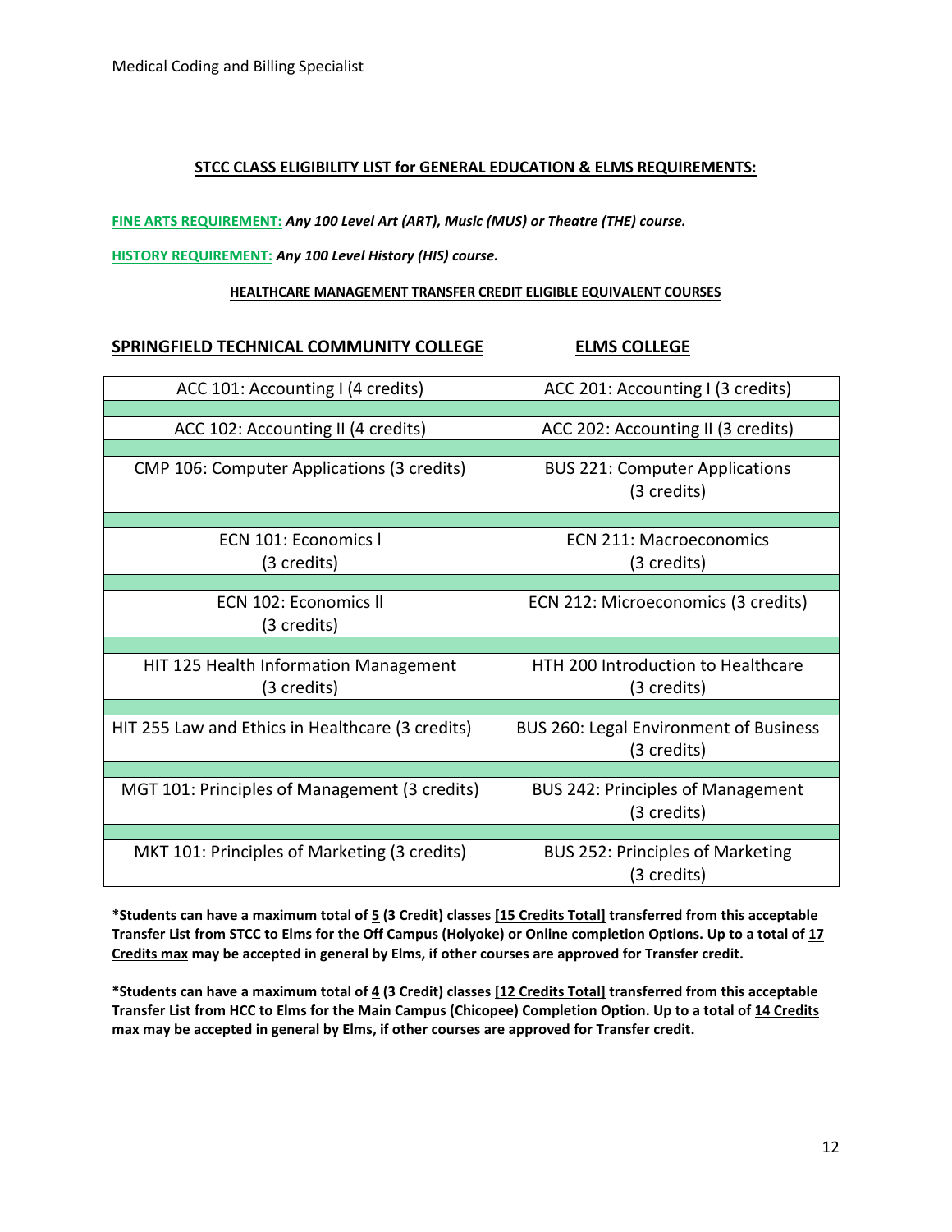**STCC CLASS ELIGIBILITY LIST for GENERAL EDUCATION & ELMS REQUIREMENTS:**

**FINE ARTS REQUIREMENT:** ***Any 100 Level Art (ART), Music (MUS) or Theatre (THE) course.***

**HISTORY REQUIREMENT:** ***Any 100 Level History (HIS) course.***

**HEALTHCARE MANAGEMENT TRANSFER CREDIT ELIGIBLE EQUIVALENT COURSES**

| SPRINGFIELD TECHNICAL COMMUNITY COLLEGE | ELMS COLLEGE |
|---|---|
| ACC 101: Accounting I (4 credits) | ACC 201: Accounting I (3 credits) |
| ACC 102: Accounting II (4 credits) | ACC 202: Accounting II (3 credits) |
| CMP 106: Computer Applications (3 credits) | BUS 221: Computer Applications (3 credits) |
| ECN 101: Economics I (3 credits) | ECN 211: Macroeconomics (3 credits) |
| ECN 102: Economics II (3 credits) | ECN 212: Microeconomics (3 credits) |
| HIT 125 Health Information Management (3 credits) | HTH 200 Introduction to Healthcare (3 credits) |
| HIT 255 Law and Ethics in Healthcare (3 credits) | BUS 260: Legal Environment of Business (3 credits) |
| MGT 101: Principles of Management (3 credits) | BUS 242: Principles of Management (3 credits) |
| MKT 101: Principles of Marketing (3 credits) | BUS 252: Principles of Marketing (3 credits) |

**\*Students can have a maximum total of 5 (3 Credit) classes [15 Credits Total] transferred from this acceptable Transfer List from STCC to Elms for the Off Campus (Holyoke) or Online completion Options. Up to a total of 17 Credits max may be accepted in general by Elms, if other courses are approved for Transfer credit.**

**\*Students can have a maximum total of 4 (3 Credit) classes [12 Credits Total] transferred from this acceptable Transfer List from HCC to Elms for the Main Campus (Chicopee) Completion Option. Up to a total of 14 Credits max may be accepted in general by Elms, if other courses are approved for Transfer credit.**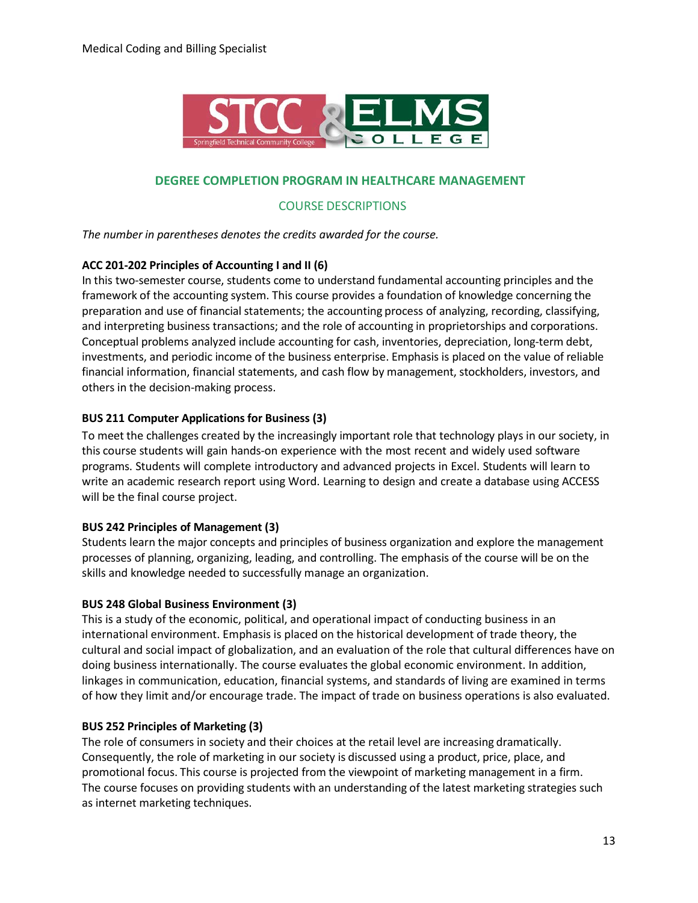## DEGREE COMPLETION PROGRAM IN HEALTHCARE MANAGEMENT

### COURSE DESCRIPTIONS

*The number in parentheses denotes the credits awarded for the course.*

**ACC 201-202 Principles of Accounting I and II (6)**
In this two-semester course, students come to understand fundamental accounting principles and the framework of the accounting system. This course provides a foundation of knowledge concerning the preparation and use of financial statements; the accounting process of analyzing, recording, classifying, and interpreting business transactions; and the role of accounting in proprietorships and corporations. Conceptual problems analyzed include accounting for cash, inventories, depreciation, long-term debt, investments, and periodic income of the business enterprise. Emphasis is placed on the value of reliable financial information, financial statements, and cash flow by management, stockholders, investors, and others in the decision-making process.

**BUS 211 Computer Applications for Business (3)**
To meet the challenges created by the increasingly important role that technology plays in our society, in this course students will gain hands-on experience with the most recent and widely used software programs. Students will complete introductory and advanced projects in Excel. Students will learn to write an academic research report using Word. Learning to design and create a database using ACCESS will be the final course project.

**BUS 242 Principles of Management (3)**
Students learn the major concepts and principles of business organization and explore the management processes of planning, organizing, leading, and controlling. The emphasis of the course will be on the skills and knowledge needed to successfully manage an organization.

**BUS 248 Global Business Environment (3)**
This is a study of the economic, political, and operational impact of conducting business in an international environment. Emphasis is placed on the historical development of trade theory, the cultural and social impact of globalization, and an evaluation of the role that cultural differences have on doing business internationally. The course evaluates the global economic environment. In addition, linkages in communication, education, financial systems, and standards of living are examined in terms of how they limit and/or encourage trade. The impact of trade on business operations is also evaluated.

**BUS 252 Principles of Marketing (3)**
The role of consumers in society and their choices at the retail level are increasing dramatically. Consequently, the role of marketing in our society is discussed using a product, price, place, and promotional focus. This course is projected from the viewpoint of marketing management in a firm. The course focuses on providing students with an understanding of the latest marketing strategies such as internet marketing techniques.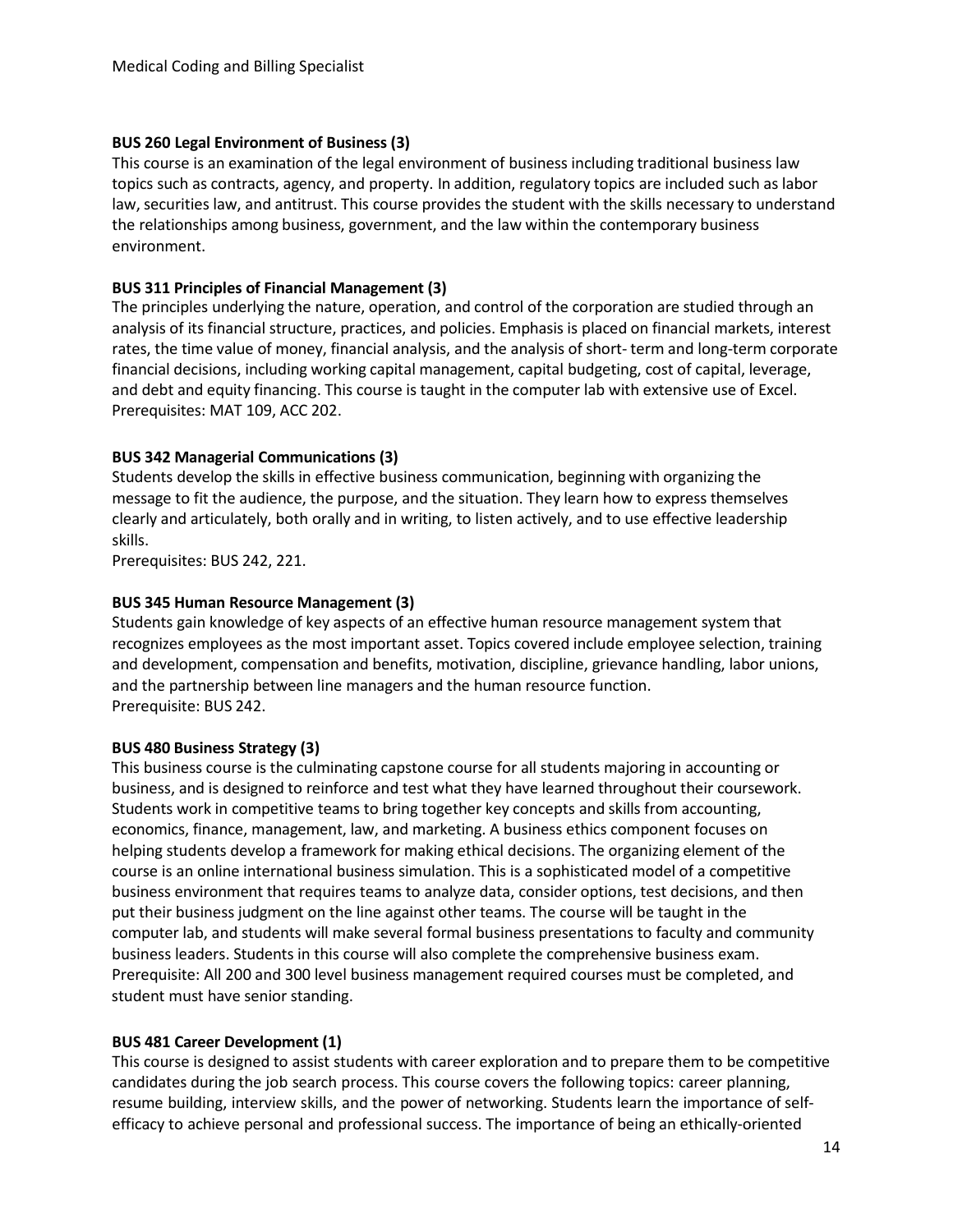**BUS 260 Legal Environment of Business (3)**
This course is an examination of the legal environment of business including traditional business law topics such as contracts, agency, and property. In addition, regulatory topics are included such as labor law, securities law, and antitrust. This course provides the student with the skills necessary to understand the relationships among business, government, and the law within the contemporary business environment.

**BUS 311 Principles of Financial Management (3)**
The principles underlying the nature, operation, and control of the corporation are studied through an analysis of its financial structure, practices, and policies. Emphasis is placed on financial markets, interest rates, the time value of money, financial analysis, and the analysis of short- term and long-term corporate financial decisions, including working capital management, capital budgeting, cost of capital, leverage, and debt and equity financing. This course is taught in the computer lab with extensive use of Excel.
Prerequisites: MAT 109, ACC 202.

**BUS 342 Managerial Communications (3)**
Students develop the skills in effective business communication, beginning with organizing the message to fit the audience, the purpose, and the situation. They learn how to express themselves clearly and articulately, both orally and in writing, to listen actively, and to use effective leadership skills.
Prerequisites: BUS 242, 221.

**BUS 345 Human Resource Management (3)**
Students gain knowledge of key aspects of an effective human resource management system that recognizes employees as the most important asset. Topics covered include employee selection, training and development, compensation and benefits, motivation, discipline, grievance handling, labor unions, and the partnership between line managers and the human resource function.
Prerequisite: BUS 242.

**BUS 480 Business Strategy (3)**
This business course is the culminating capstone course for all students majoring in accounting or business, and is designed to reinforce and test what they have learned throughout their coursework. Students work in competitive teams to bring together key concepts and skills from accounting, economics, finance, management, law, and marketing. A business ethics component focuses on helping students develop a framework for making ethical decisions. The organizing element of the course is an online international business simulation. This is a sophisticated model of a competitive business environment that requires teams to analyze data, consider options, test decisions, and then put their business judgment on the line against other teams. The course will be taught in the computer lab, and students will make several formal business presentations to faculty and community business leaders. Students in this course will also complete the comprehensive business exam.
Prerequisite: All 200 and 300 level business management required courses must be completed, and student must have senior standing.

**BUS 481 Career Development (1)**
This course is designed to assist students with career exploration and to prepare them to be competitive candidates during the job search process. This course covers the following topics: career planning, resume building, interview skills, and the power of networking. Students learn the importance of self-efficacy to achieve personal and professional success. The importance of being an ethically-oriented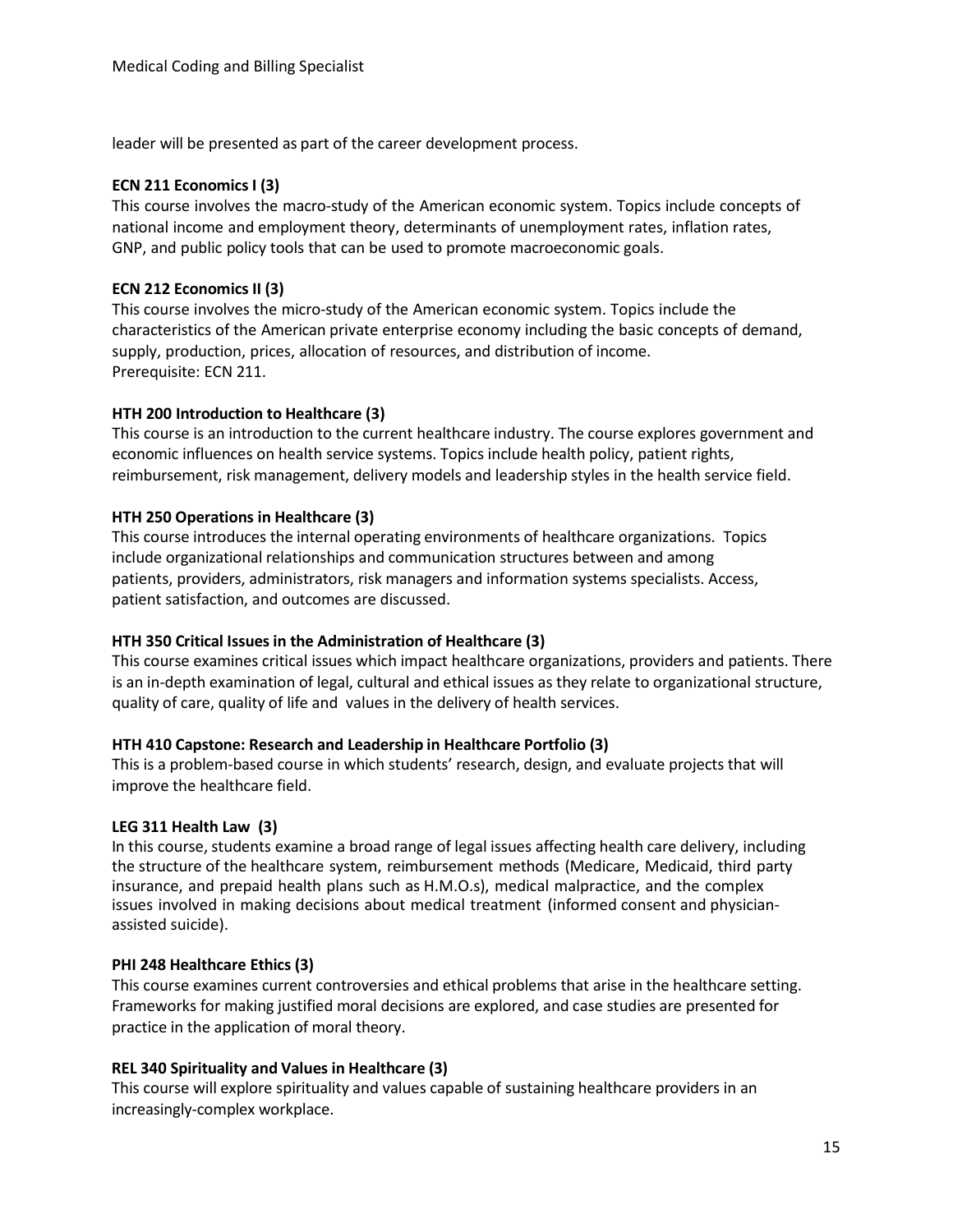leader will be presented as part of the career development process.

**ECN 211 Economics I (3)**
This course involves the macro-study of the American economic system. Topics include concepts of national income and employment theory, determinants of unemployment rates, inflation rates, GNP, and public policy tools that can be used to promote macroeconomic goals.

**ECN 212 Economics II (3)**
This course involves the micro-study of the American economic system. Topics include the characteristics of the American private enterprise economy including the basic concepts of demand, supply, production, prices, allocation of resources, and distribution of income.
Prerequisite: ECN 211.

**HTH 200 Introduction to Healthcare (3)**
This course is an introduction to the current healthcare industry. The course explores government and economic influences on health service systems. Topics include health policy, patient rights, reimbursement, risk management, delivery models and leadership styles in the health service field.

**HTH 250 Operations in Healthcare (3)**
This course introduces the internal operating environments of healthcare organizations. Topics include organizational relationships and communication structures between and among patients, providers, administrators, risk managers and information systems specialists. Access, patient satisfaction, and outcomes are discussed.

**HTH 350 Critical Issues in the Administration of Healthcare (3)**
This course examines critical issues which impact healthcare organizations, providers and patients. There is an in-depth examination of legal, cultural and ethical issues as they relate to organizational structure, quality of care, quality of life and values in the delivery of health services.

**HTH 410 Capstone: Research and Leadership in Healthcare Portfolio (3)**
This is a problem-based course in which students' research, design, and evaluate projects that will improve the healthcare field.

**LEG 311 Health Law (3)**
In this course, students examine a broad range of legal issues affecting health care delivery, including the structure of the healthcare system, reimbursement methods (Medicare, Medicaid, third party insurance, and prepaid health plans such as H.M.O.s), medical malpractice, and the complex issues involved in making decisions about medical treatment (informed consent and physician-assisted suicide).

**PHI 248 Healthcare Ethics (3)**
This course examines current controversies and ethical problems that arise in the healthcare setting. Frameworks for making justified moral decisions are explored, and case studies are presented for practice in the application of moral theory.

**REL 340 Spirituality and Values in Healthcare (3)**
This course will explore spirituality and values capable of sustaining healthcare providers in an increasingly-complex workplace.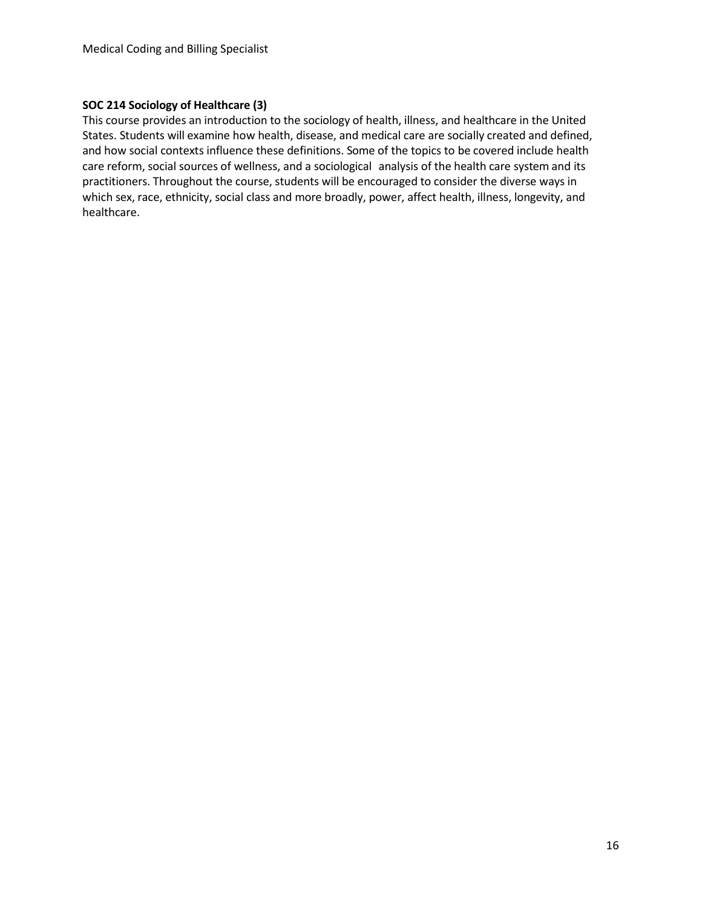**SOC 214 Sociology of Healthcare (3)**
This course provides an introduction to the sociology of health, illness, and healthcare in the United States. Students will examine how health, disease, and medical care are socially created and defined, and how social contexts influence these definitions. Some of the topics to be covered include health care reform, social sources of wellness, and a sociological analysis of the health care system and its practitioners. Throughout the course, students will be encouraged to consider the diverse ways in which sex, race, ethnicity, social class and more broadly, power, affect health, illness, longevity, and healthcare.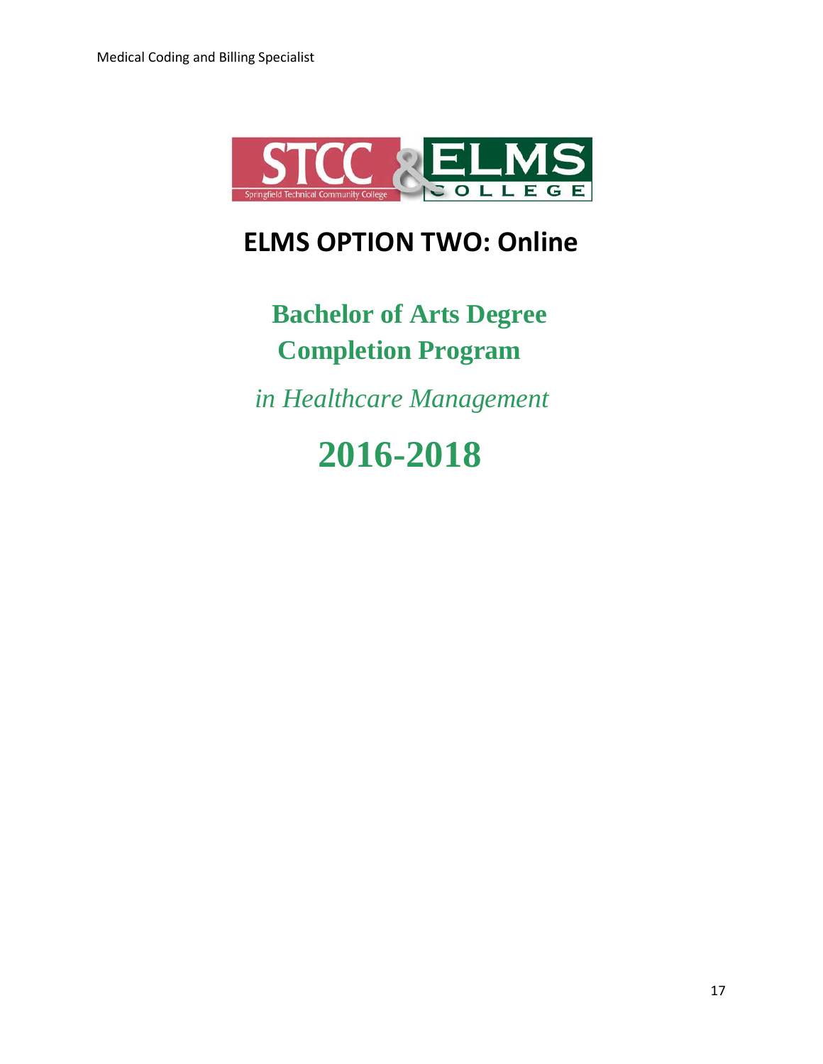# ELMS OPTION TWO: Online

## Bachelor of Arts Degree Completion Program

*in Healthcare Management*

## 2016-2018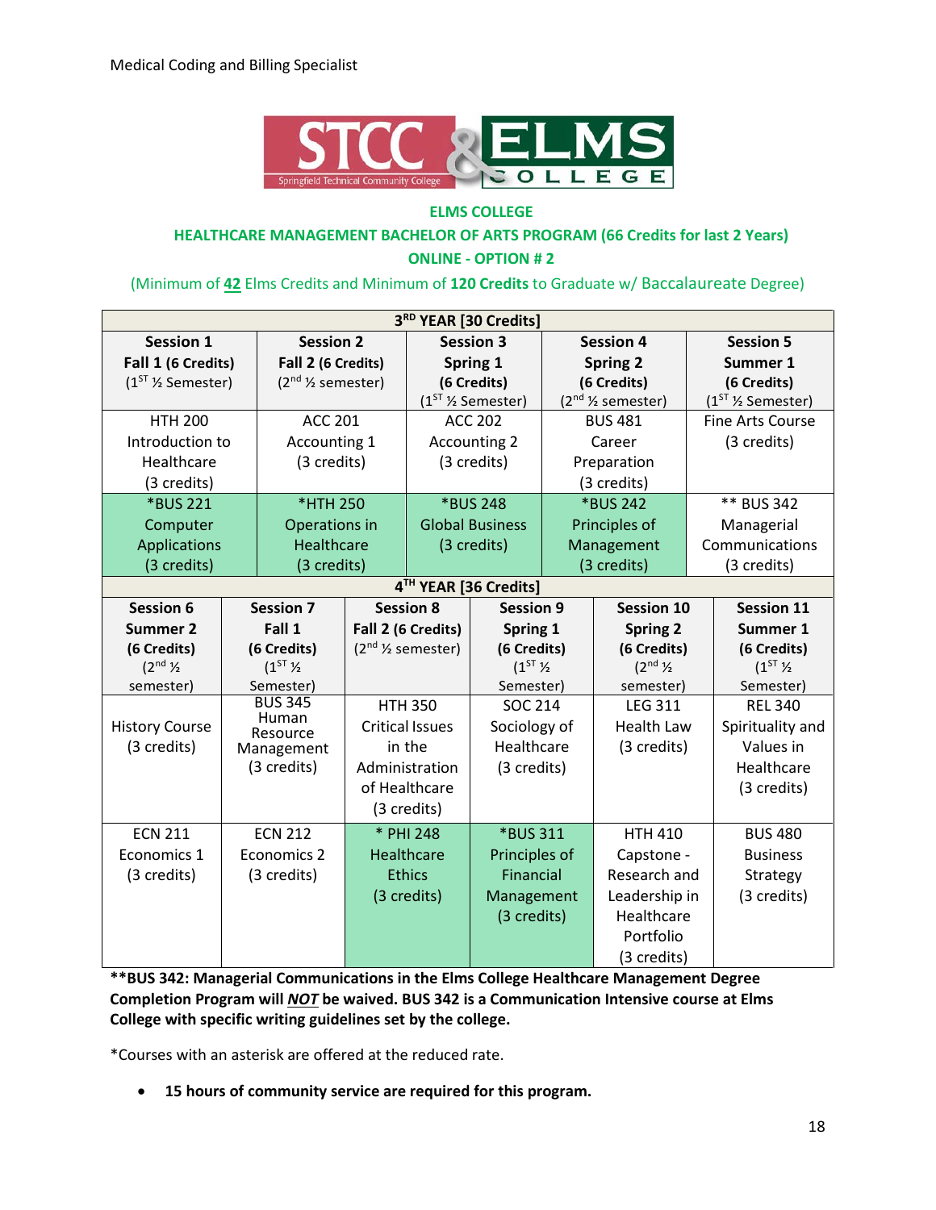Medical Coding and Billing Specialist

STCC & ELMS COLLEGE

## ELMS COLLEGE

### HEALTHCARE MANAGEMENT BACHELOR OF ARTS PROGRAM (66 Credits for last 2 Years)

### ONLINE - OPTION # 2

(Minimum of **42** Elms Credits and Minimum of **120 Credits** to Graduate w/ Baccalaureate Degree)

**3RD YEAR [30 Credits]**

| **Session 1** **Fall 1 (6 Credits)** (1ST ½ Semester) | **Session 2** **Fall 2 (6 Credits)** (2nd ½ semester) | **Session 3** **Spring 1** **(6 Credits)** (1ST ½ Semester) | **Session 4** **Spring 2** **(6 Credits)** (2nd ½ semester) | **Session 5** **Summer 1** **(6 Credits)** (1ST ½ Semester) |
|---|---|---|---|---|
| HTH 200 Introduction to Healthcare (3 credits) | ACC 201 Accounting 1 (3 credits) | ACC 202 Accounting 2 (3 credits) | BUS 481 Career Preparation (3 credits) | Fine Arts Course (3 credits) |
| *BUS 221 Computer Applications (3 credits) | *HTH 250 Operations in Healthcare (3 credits) | *BUS 248 Global Business (3 credits) | *BUS 242 Principles of Management (3 credits) | ** BUS 342 Managerial Communications (3 credits) |

**4TH YEAR [36 Credits]**

| **Session 6** **Summer 2** **(6 Credits)** (2nd ½ semester) | **Session 7** **Fall 1** **(6 Credits)** (1ST ½ Semester) | **Session 8** **Fall 2 (6 Credits)** (2nd ½ semester) | **Session 9** **Spring 1** **(6 Credits)** (1ST ½ Semester) | **Session 10** **Spring 2** **(6 Credits)** (2nd ½ semester) | **Session 11** **Summer 1** **(6 Credits)** (1ST ½ Semester) |
|---|---|---|---|---|---|
| History Course (3 credits) | BUS 345 Human Resource Management (3 credits) | HTH 350 Critical Issues in the Administration of Healthcare (3 credits) | SOC 214 Sociology of Healthcare (3 credits) | LEG 311 Health Law (3 credits) | REL 340 Spirituality and Values in Healthcare (3 credits) |
| ECN 211 Economics 1 (3 credits) | ECN 212 Economics 2 (3 credits) | * PHI 248 Healthcare Ethics (3 credits) | *BUS 311 Principles of Financial Management (3 credits) | HTH 410 Capstone - Research and Leadership in Healthcare Portfolio (3 credits) | BUS 480 Business Strategy (3 credits) |

****BUS 342: Managerial Communications in the Elms College Healthcare Management Degree Completion Program will _NOT_ be waived. BUS 342 is a Communication Intensive course at Elms College with specific writing guidelines set by the college.**

*Courses with an asterisk are offered at the reduced rate.

- **15 hours of community service are required for this program.**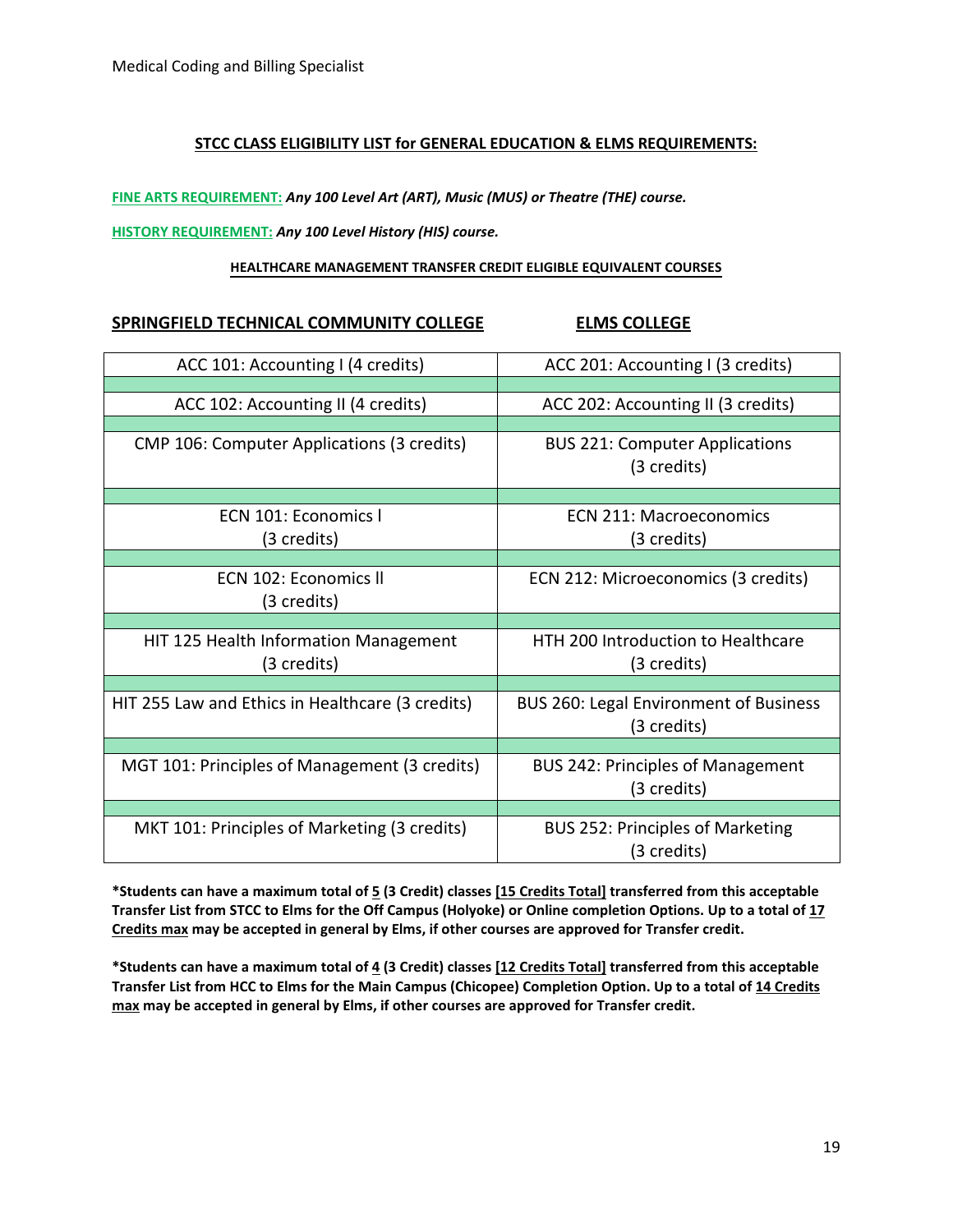**STCC CLASS ELIGIBILITY LIST for GENERAL EDUCATION & ELMS REQUIREMENTS:**

**FINE ARTS REQUIREMENT:** ***Any 100 Level Art (ART), Music (MUS) or Theatre (THE) course.***

**HISTORY REQUIREMENT:** ***Any 100 Level History (HIS) course.***

**HEALTHCARE MANAGEMENT TRANSFER CREDIT ELIGIBLE EQUIVALENT COURSES**

| SPRINGFIELD TECHNICAL COMMUNITY COLLEGE | ELMS COLLEGE |
|---|---|
| ACC 101: Accounting I (4 credits) | ACC 201: Accounting I (3 credits) |
| ACC 102: Accounting II (4 credits) | ACC 202: Accounting II (3 credits) |
| CMP 106: Computer Applications (3 credits) | BUS 221: Computer Applications (3 credits) |
| ECN 101: Economics I (3 credits) | ECN 211: Macroeconomics (3 credits) |
| ECN 102: Economics II (3 credits) | ECN 212: Microeconomics (3 credits) |
| HIT 125 Health Information Management (3 credits) | HTH 200 Introduction to Healthcare (3 credits) |
| HIT 255 Law and Ethics in Healthcare (3 credits) | BUS 260: Legal Environment of Business (3 credits) |
| MGT 101: Principles of Management (3 credits) | BUS 242: Principles of Management (3 credits) |
| MKT 101: Principles of Marketing (3 credits) | BUS 252: Principles of Marketing (3 credits) |

**\*Students can have a maximum total of 5 (3 Credit) classes [15 Credits Total] transferred from this acceptable Transfer List from STCC to Elms for the Off Campus (Holyoke) or Online completion Options. Up to a total of 17 Credits max may be accepted in general by Elms, if other courses are approved for Transfer credit.**

**\*Students can have a maximum total of 4 (3 Credit) classes [12 Credits Total] transferred from this acceptable Transfer List from HCC to Elms for the Main Campus (Chicopee) Completion Option. Up to a total of 14 Credits max may be accepted in general by Elms, if other courses are approved for Transfer credit.**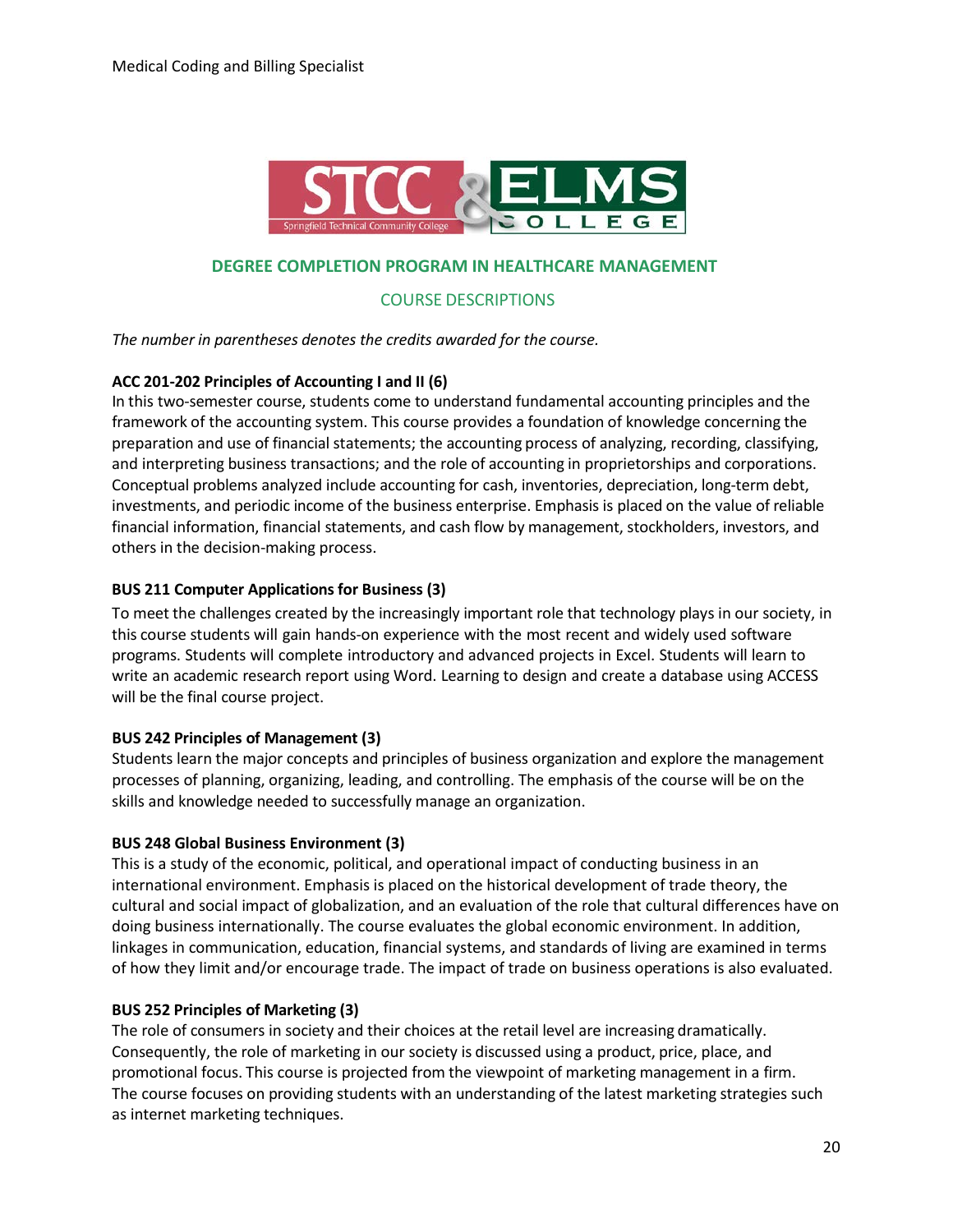## DEGREE COMPLETION PROGRAM IN HEALTHCARE MANAGEMENT

### COURSE DESCRIPTIONS

*The number in parentheses denotes the credits awarded for the course.*

**ACC 201-202 Principles of Accounting I and II (6)**
In this two-semester course, students come to understand fundamental accounting principles and the framework of the accounting system. This course provides a foundation of knowledge concerning the preparation and use of financial statements; the accounting process of analyzing, recording, classifying, and interpreting business transactions; and the role of accounting in proprietorships and corporations. Conceptual problems analyzed include accounting for cash, inventories, depreciation, long-term debt, investments, and periodic income of the business enterprise. Emphasis is placed on the value of reliable financial information, financial statements, and cash flow by management, stockholders, investors, and others in the decision-making process.

**BUS 211 Computer Applications for Business (3)**
To meet the challenges created by the increasingly important role that technology plays in our society, in this course students will gain hands-on experience with the most recent and widely used software programs. Students will complete introductory and advanced projects in Excel. Students will learn to write an academic research report using Word. Learning to design and create a database using ACCESS will be the final course project.

**BUS 242 Principles of Management (3)**
Students learn the major concepts and principles of business organization and explore the management processes of planning, organizing, leading, and controlling. The emphasis of the course will be on the skills and knowledge needed to successfully manage an organization.

**BUS 248 Global Business Environment (3)**
This is a study of the economic, political, and operational impact of conducting business in an international environment. Emphasis is placed on the historical development of trade theory, the cultural and social impact of globalization, and an evaluation of the role that cultural differences have on doing business internationally. The course evaluates the global economic environment. In addition, linkages in communication, education, financial systems, and standards of living are examined in terms of how they limit and/or encourage trade. The impact of trade on business operations is also evaluated.

**BUS 252 Principles of Marketing (3)**
The role of consumers in society and their choices at the retail level are increasing dramatically. Consequently, the role of marketing in our society is discussed using a product, price, place, and promotional focus. This course is projected from the viewpoint of marketing management in a firm. The course focuses on providing students with an understanding of the latest marketing strategies such as internet marketing techniques.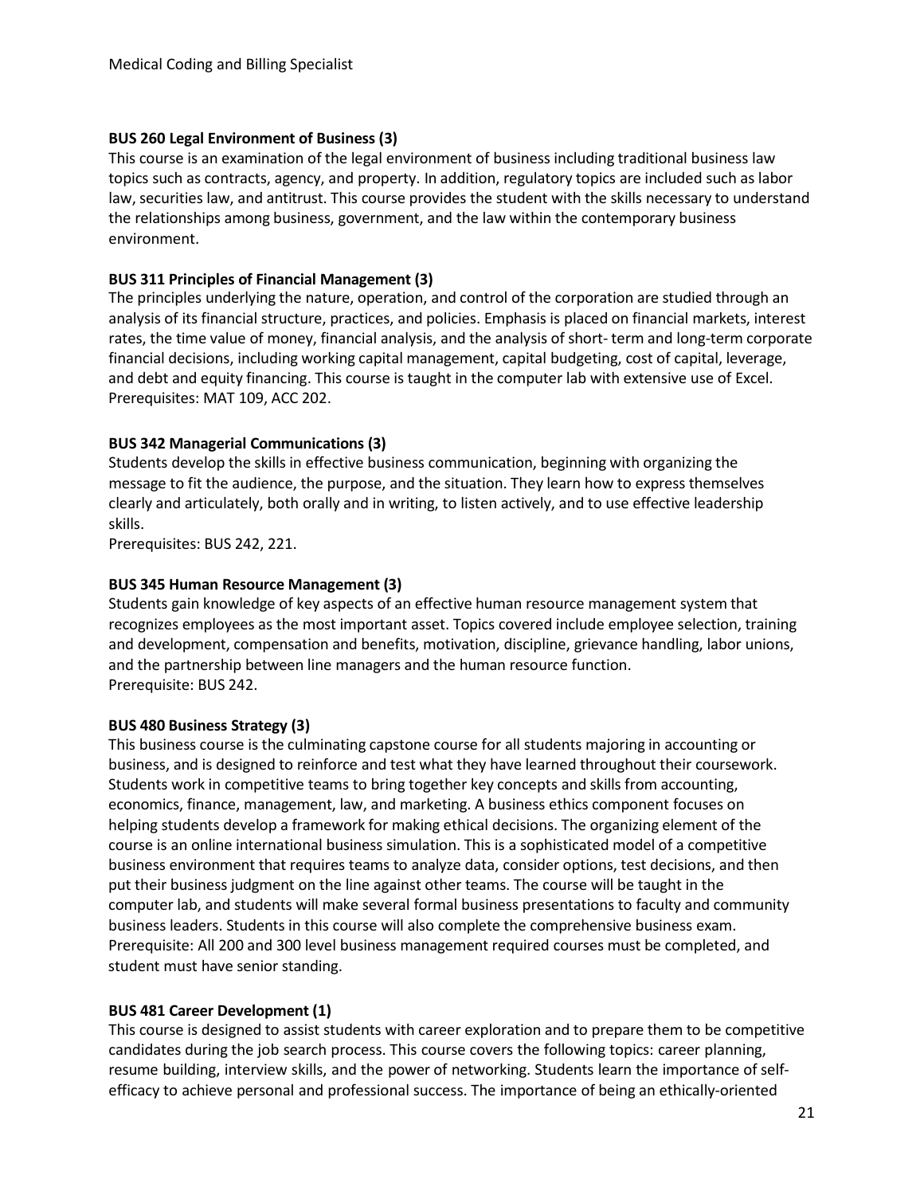**BUS 260 Legal Environment of Business (3)**
This course is an examination of the legal environment of business including traditional business law topics such as contracts, agency, and property. In addition, regulatory topics are included such as labor law, securities law, and antitrust. This course provides the student with the skills necessary to understand the relationships among business, government, and the law within the contemporary business environment.

**BUS 311 Principles of Financial Management (3)**
The principles underlying the nature, operation, and control of the corporation are studied through an analysis of its financial structure, practices, and policies. Emphasis is placed on financial markets, interest rates, the time value of money, financial analysis, and the analysis of short- term and long-term corporate financial decisions, including working capital management, capital budgeting, cost of capital, leverage, and debt and equity financing. This course is taught in the computer lab with extensive use of Excel.
Prerequisites: MAT 109, ACC 202.

**BUS 342 Managerial Communications (3)**
Students develop the skills in effective business communication, beginning with organizing the message to fit the audience, the purpose, and the situation. They learn how to express themselves clearly and articulately, both orally and in writing, to listen actively, and to use effective leadership skills.
Prerequisites: BUS 242, 221.

**BUS 345 Human Resource Management (3)**
Students gain knowledge of key aspects of an effective human resource management system that recognizes employees as the most important asset. Topics covered include employee selection, training and development, compensation and benefits, motivation, discipline, grievance handling, labor unions, and the partnership between line managers and the human resource function.
Prerequisite: BUS 242.

**BUS 480 Business Strategy (3)**
This business course is the culminating capstone course for all students majoring in accounting or business, and is designed to reinforce and test what they have learned throughout their coursework. Students work in competitive teams to bring together key concepts and skills from accounting, economics, finance, management, law, and marketing. A business ethics component focuses on helping students develop a framework for making ethical decisions. The organizing element of the course is an online international business simulation. This is a sophisticated model of a competitive business environment that requires teams to analyze data, consider options, test decisions, and then put their business judgment on the line against other teams. The course will be taught in the computer lab, and students will make several formal business presentations to faculty and community business leaders. Students in this course will also complete the comprehensive business exam.
Prerequisite: All 200 and 300 level business management required courses must be completed, and student must have senior standing.

**BUS 481 Career Development (1)**
This course is designed to assist students with career exploration and to prepare them to be competitive candidates during the job search process. This course covers the following topics: career planning, resume building, interview skills, and the power of networking. Students learn the importance of self-efficacy to achieve personal and professional success. The importance of being an ethically-oriented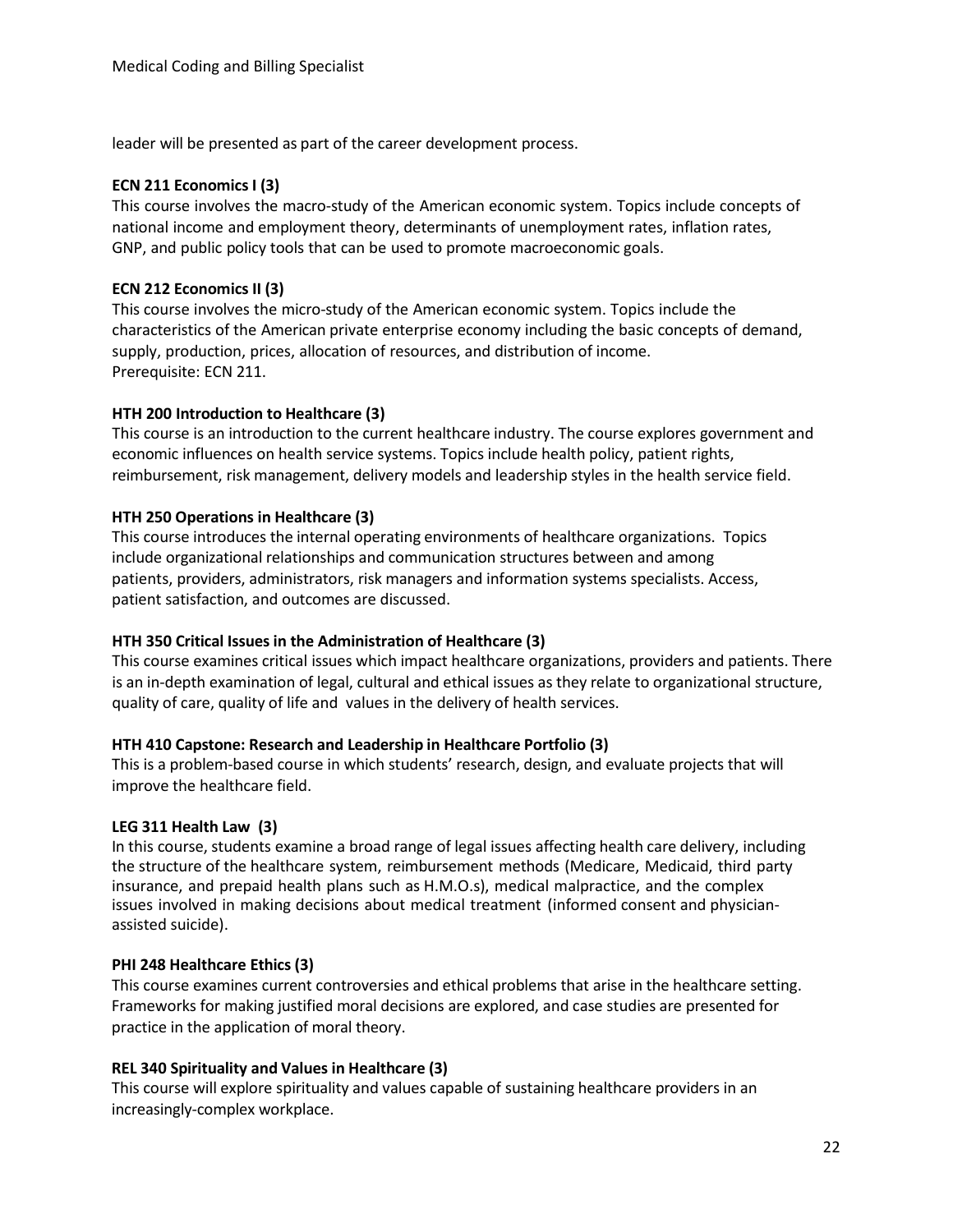leader will be presented as part of the career development process.

**ECN 211 Economics I (3)**

This course involves the macro-study of the American economic system. Topics include concepts of national income and employment theory, determinants of unemployment rates, inflation rates, GNP, and public policy tools that can be used to promote macroeconomic goals.

**ECN 212 Economics II (3)**

This course involves the micro-study of the American economic system. Topics include the characteristics of the American private enterprise economy including the basic concepts of demand, supply, production, prices, allocation of resources, and distribution of income.
Prerequisite: ECN 211.

**HTH 200 Introduction to Healthcare (3)**

This course is an introduction to the current healthcare industry. The course explores government and economic influences on health service systems. Topics include health policy, patient rights, reimbursement, risk management, delivery models and leadership styles in the health service field.

**HTH 250 Operations in Healthcare (3)**

This course introduces the internal operating environments of healthcare organizations. Topics include organizational relationships and communication structures between and among patients, providers, administrators, risk managers and information systems specialists. Access, patient satisfaction, and outcomes are discussed.

**HTH 350 Critical Issues in the Administration of Healthcare (3)**

This course examines critical issues which impact healthcare organizations, providers and patients. There is an in-depth examination of legal, cultural and ethical issues as they relate to organizational structure, quality of care, quality of life and values in the delivery of health services.

**HTH 410 Capstone: Research and Leadership in Healthcare Portfolio (3)**

This is a problem-based course in which students' research, design, and evaluate projects that will improve the healthcare field.

**LEG 311 Health Law (3)**

In this course, students examine a broad range of legal issues affecting health care delivery, including the structure of the healthcare system, reimbursement methods (Medicare, Medicaid, third party insurance, and prepaid health plans such as H.M.O.s), medical malpractice, and the complex issues involved in making decisions about medical treatment (informed consent and physician-assisted suicide).

**PHI 248 Healthcare Ethics (3)**

This course examines current controversies and ethical problems that arise in the healthcare setting. Frameworks for making justified moral decisions are explored, and case studies are presented for practice in the application of moral theory.

**REL 340 Spirituality and Values in Healthcare (3)**

This course will explore spirituality and values capable of sustaining healthcare providers in an increasingly-complex workplace.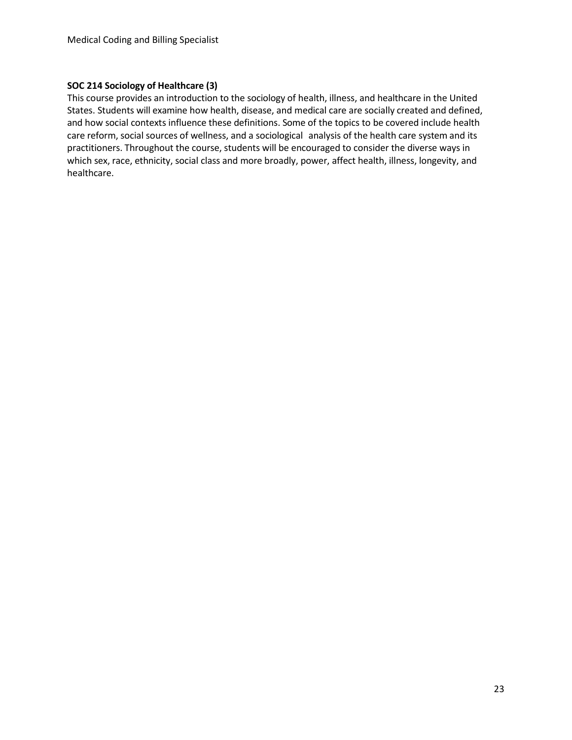**SOC 214 Sociology of Healthcare (3)**

This course provides an introduction to the sociology of health, illness, and healthcare in the United States. Students will examine how health, disease, and medical care are socially created and defined, and how social contexts influence these definitions. Some of the topics to be covered include health care reform, social sources of wellness, and a sociological analysis of the health care system and its practitioners. Throughout the course, students will be encouraged to consider the diverse ways in which sex, race, ethnicity, social class and more broadly, power, affect health, illness, longevity, and healthcare.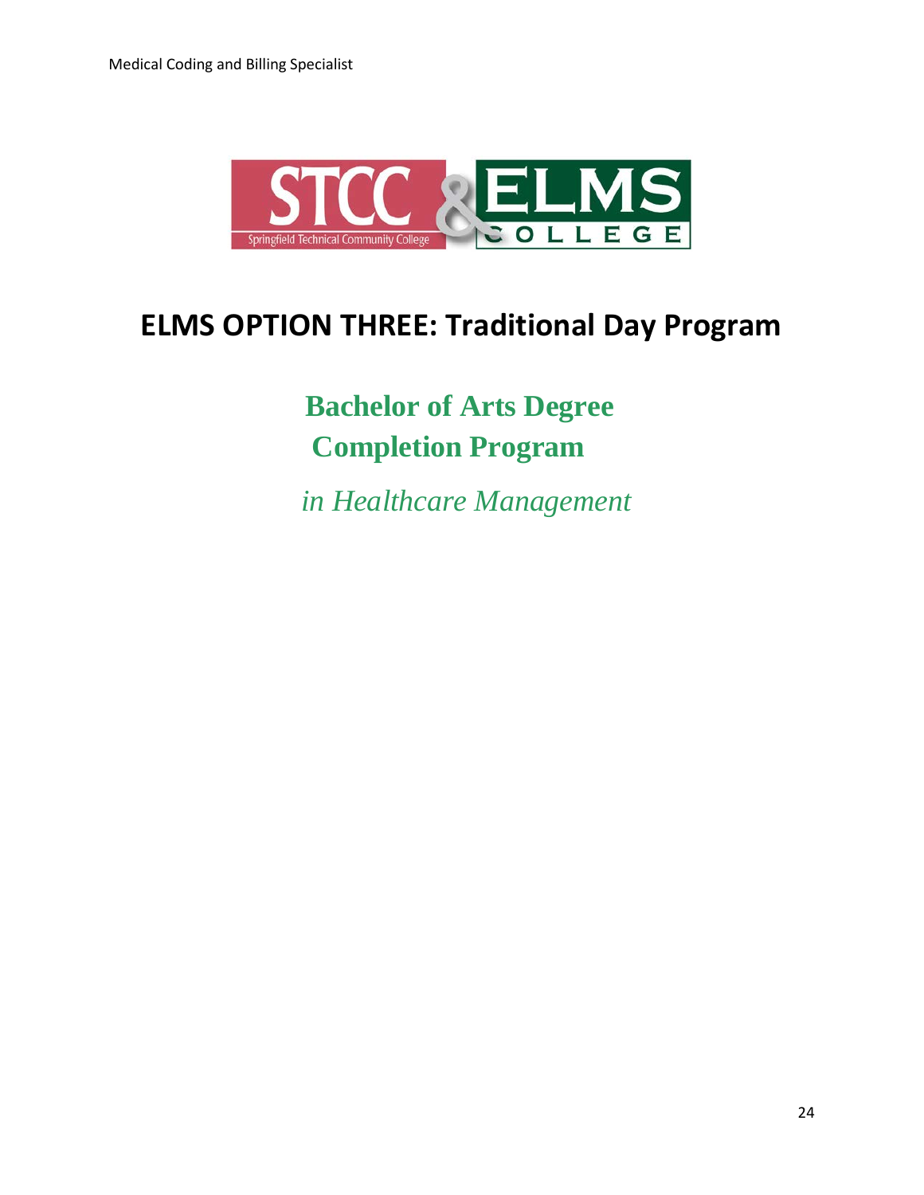# ELMS OPTION THREE: Traditional Day Program

## Bachelor of Arts Degree Completion Program

*in Healthcare Management*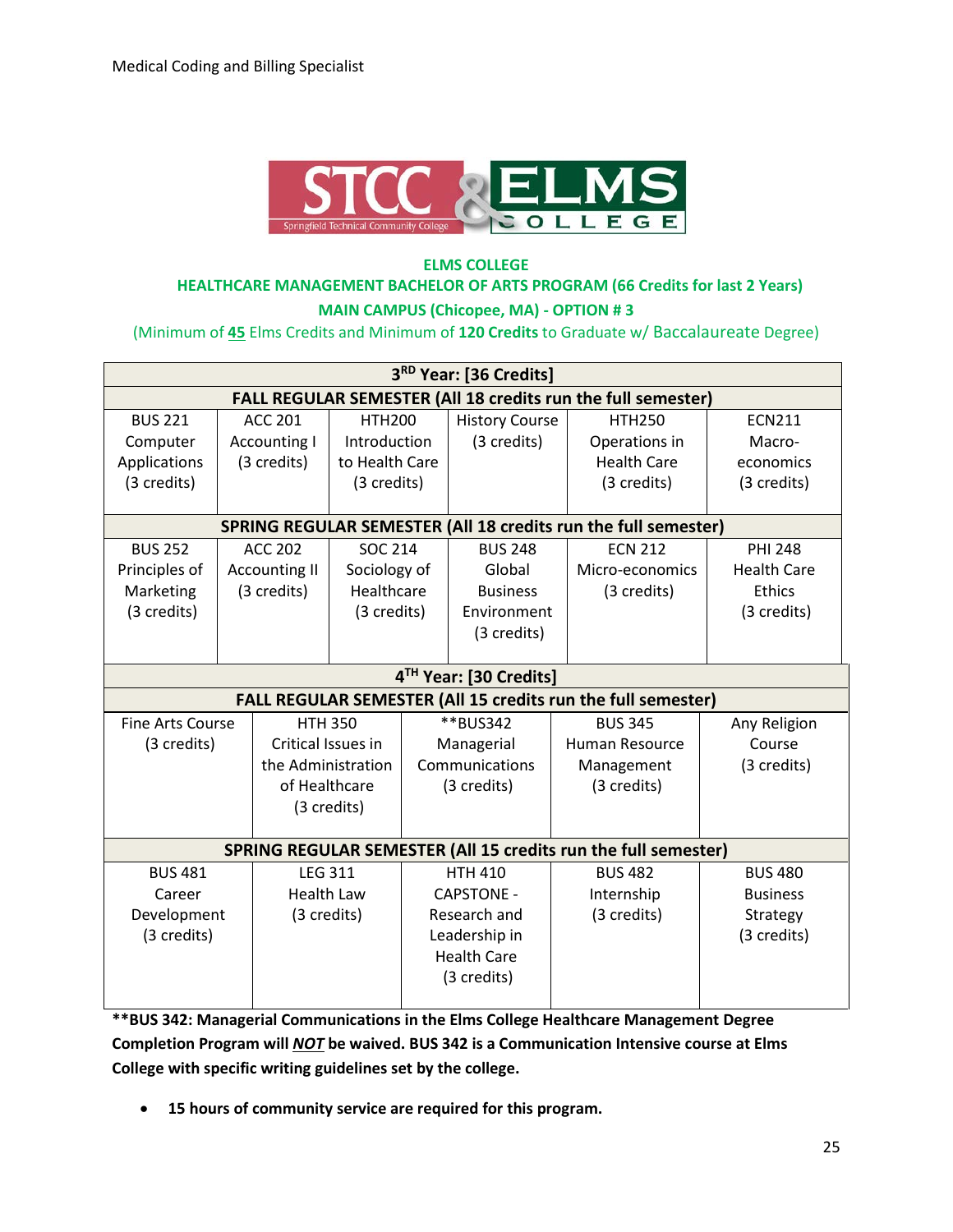# ELMS COLLEGE

## HEALTHCARE MANAGEMENT BACHELOR OF ARTS PROGRAM (66 Credits for last 2 Years)

### MAIN CAMPUS (Chicopee, MA) - OPTION # 3

(Minimum of **45** Elms Credits and Minimum of **120 Credits** to Graduate w/ Baccalaureate Degree)

| 3RD Year: [36 Credits] | | | | | |
|---|---|---|---|---|---|
| **FALL REGULAR SEMESTER (All 18 credits run the full semester)** | | | | | |
| BUS 221 Computer Applications (3 credits) | ACC 201 Accounting I (3 credits) | HTH200 Introduction to Health Care (3 credits) | History Course (3 credits) | HTH250 Operations in Health Care (3 credits) | ECN211 Macro-economics (3 credits) |
| **SPRING REGULAR SEMESTER (All 18 credits run the full semester)** | | | | | |
| BUS 252 Principles of Marketing (3 credits) | ACC 202 Accounting II (3 credits) | SOC 214 Sociology of Healthcare (3 credits) | BUS 248 Global Business Environment (3 credits) | ECN 212 Micro-economics (3 credits) | PHI 248 Health Care Ethics (3 credits) |

| 4TH Year: [30 Credits] | | | | |
|---|---|---|---|---|
| **FALL REGULAR SEMESTER (All 15 credits run the full semester)** | | | | |
| Fine Arts Course (3 credits) | HTH 350 Critical Issues in the Administration of Healthcare (3 credits) | **BUS342 Managerial Communications (3 credits) | BUS 345 Human Resource Management (3 credits) | Any Religion Course (3 credits) |
| **SPRING REGULAR SEMESTER (All 15 credits run the full semester)** | | | | |
| BUS 481 Career Development (3 credits) | LEG 311 Health Law (3 credits) | HTH 410 CAPSTONE - Research and Leadership in Health Care (3 credits) | BUS 482 Internship (3 credits) | BUS 480 Business Strategy (3 credits) |

****BUS 342: Managerial Communications in the Elms College Healthcare Management Degree Completion Program will *NOT* be waived. BUS 342 is a Communication Intensive course at Elms College with specific writing guidelines set by the college.**

- **15 hours of community service are required for this program.**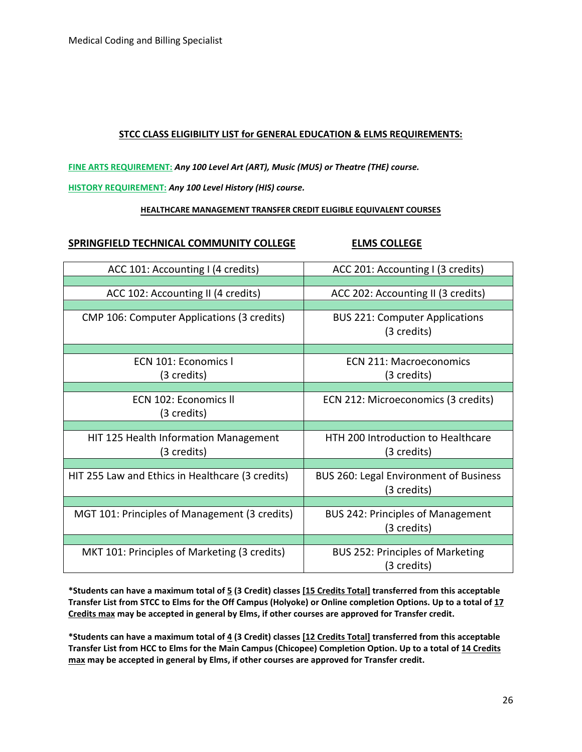Medical Coding and Billing Specialist

## STCC CLASS ELIGIBILITY LIST for GENERAL EDUCATION & ELMS REQUIREMENTS:

**FINE ARTS REQUIREMENT:** ***Any 100 Level Art (ART), Music (MUS) or Theatre (THE) course.***

**HISTORY REQUIREMENT:** ***Any 100 Level History (HIS) course.***

### HEALTHCARE MANAGEMENT TRANSFER CREDIT ELIGIBLE EQUIVALENT COURSES

| SPRINGFIELD TECHNICAL COMMUNITY COLLEGE | ELMS COLLEGE |
|---|---|
| ACC 101: Accounting I (4 credits) | ACC 201: Accounting I (3 credits) |
| ACC 102: Accounting II (4 credits) | ACC 202: Accounting II (3 credits) |
| CMP 106: Computer Applications (3 credits) | BUS 221: Computer Applications (3 credits) |
| ECN 101: Economics l (3 credits) | ECN 211: Macroeconomics (3 credits) |
| ECN 102: Economics ll (3 credits) | ECN 212: Microeconomics (3 credits) |
| HIT 125 Health Information Management (3 credits) | HTH 200 Introduction to Healthcare (3 credits) |
| HIT 255 Law and Ethics in Healthcare (3 credits) | BUS 260: Legal Environment of Business (3 credits) |
| MGT 101: Principles of Management (3 credits) | BUS 242: Principles of Management (3 credits) |
| MKT 101: Principles of Marketing (3 credits) | BUS 252: Principles of Marketing (3 credits) |

**\*Students can have a maximum total of 5 (3 Credit) classes [15 Credits Total] transferred from this acceptable Transfer List from STCC to Elms for the Off Campus (Holyoke) or Online completion Options. Up to a total of 17 Credits max may be accepted in general by Elms, if other courses are approved for Transfer credit.**

**\*Students can have a maximum total of 4 (3 Credit) classes [12 Credits Total] transferred from this acceptable Transfer List from HCC to Elms for the Main Campus (Chicopee) Completion Option. Up to a total of 14 Credits max may be accepted in general by Elms, if other courses are approved for Transfer credit.**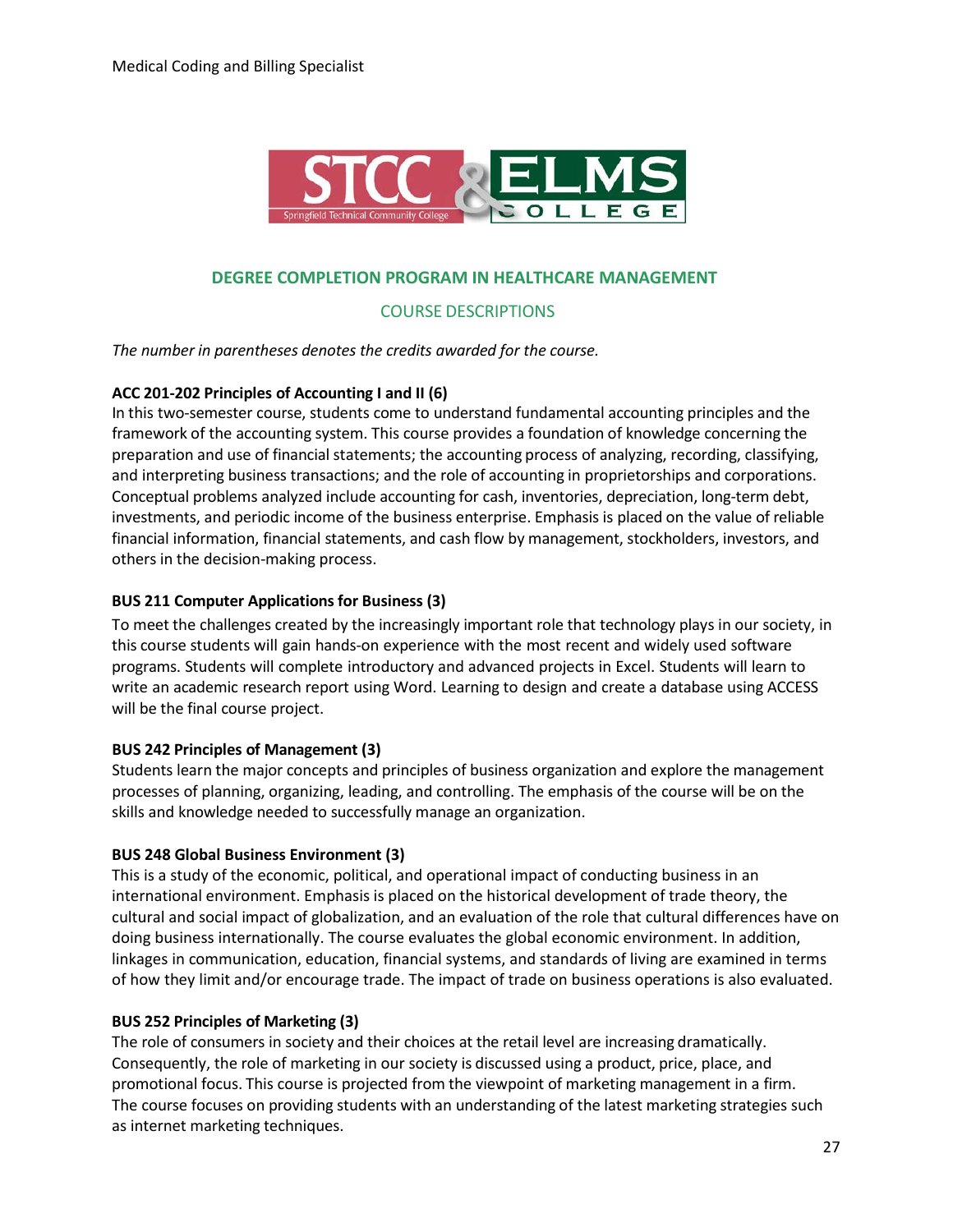## DEGREE COMPLETION PROGRAM IN HEALTHCARE MANAGEMENT

### COURSE DESCRIPTIONS

*The number in parentheses denotes the credits awarded for the course.*

**ACC 201-202 Principles of Accounting I and II (6)**
In this two-semester course, students come to understand fundamental accounting principles and the framework of the accounting system. This course provides a foundation of knowledge concerning the preparation and use of financial statements; the accounting process of analyzing, recording, classifying, and interpreting business transactions; and the role of accounting in proprietorships and corporations. Conceptual problems analyzed include accounting for cash, inventories, depreciation, long-term debt, investments, and periodic income of the business enterprise. Emphasis is placed on the value of reliable financial information, financial statements, and cash flow by management, stockholders, investors, and others in the decision-making process.

**BUS 211 Computer Applications for Business (3)**
To meet the challenges created by the increasingly important role that technology plays in our society, in this course students will gain hands-on experience with the most recent and widely used software programs. Students will complete introductory and advanced projects in Excel. Students will learn to write an academic research report using Word. Learning to design and create a database using ACCESS will be the final course project.

**BUS 242 Principles of Management (3)**
Students learn the major concepts and principles of business organization and explore the management processes of planning, organizing, leading, and controlling. The emphasis of the course will be on the skills and knowledge needed to successfully manage an organization.

**BUS 248 Global Business Environment (3)**
This is a study of the economic, political, and operational impact of conducting business in an international environment. Emphasis is placed on the historical development of trade theory, the cultural and social impact of globalization, and an evaluation of the role that cultural differences have on doing business internationally. The course evaluates the global economic environment. In addition, linkages in communication, education, financial systems, and standards of living are examined in terms of how they limit and/or encourage trade. The impact of trade on business operations is also evaluated.

**BUS 252 Principles of Marketing (3)**
The role of consumers in society and their choices at the retail level are increasing dramatically. Consequently, the role of marketing in our society is discussed using a product, price, place, and promotional focus. This course is projected from the viewpoint of marketing management in a firm. The course focuses on providing students with an understanding of the latest marketing strategies such as internet marketing techniques.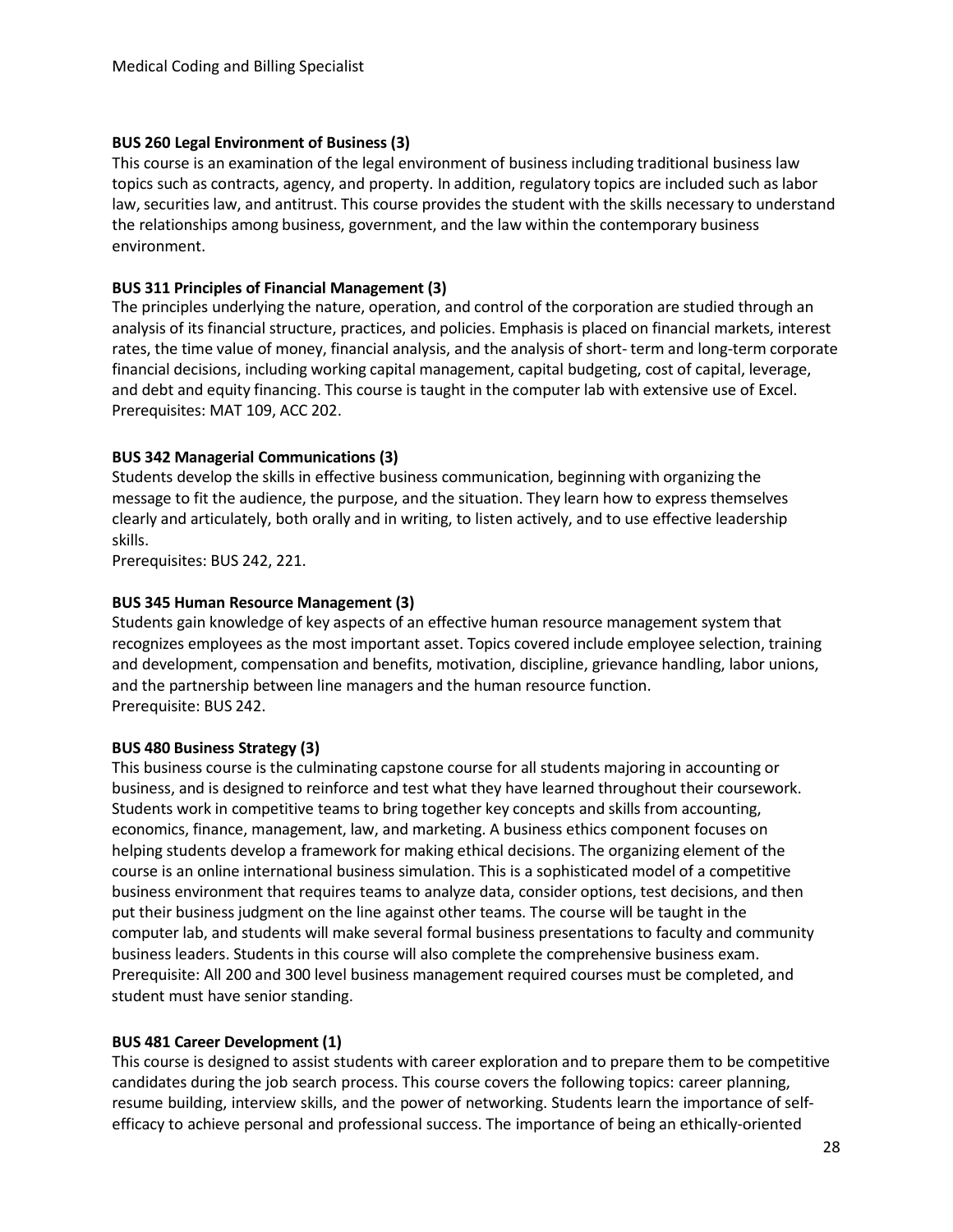**BUS 260 Legal Environment of Business (3)**
This course is an examination of the legal environment of business including traditional business law topics such as contracts, agency, and property. In addition, regulatory topics are included such as labor law, securities law, and antitrust. This course provides the student with the skills necessary to understand the relationships among business, government, and the law within the contemporary business environment.

**BUS 311 Principles of Financial Management (3)**
The principles underlying the nature, operation, and control of the corporation are studied through an analysis of its financial structure, practices, and policies. Emphasis is placed on financial markets, interest rates, the time value of money, financial analysis, and the analysis of short- term and long-term corporate financial decisions, including working capital management, capital budgeting, cost of capital, leverage, and debt and equity financing. This course is taught in the computer lab with extensive use of Excel.
Prerequisites: MAT 109, ACC 202.

**BUS 342 Managerial Communications (3)**
Students develop the skills in effective business communication, beginning with organizing the message to fit the audience, the purpose, and the situation. They learn how to express themselves clearly and articulately, both orally and in writing, to listen actively, and to use effective leadership skills.
Prerequisites: BUS 242, 221.

**BUS 345 Human Resource Management (3)**
Students gain knowledge of key aspects of an effective human resource management system that recognizes employees as the most important asset. Topics covered include employee selection, training and development, compensation and benefits, motivation, discipline, grievance handling, labor unions, and the partnership between line managers and the human resource function.
Prerequisite: BUS 242.

**BUS 480 Business Strategy (3)**
This business course is the culminating capstone course for all students majoring in accounting or business, and is designed to reinforce and test what they have learned throughout their coursework. Students work in competitive teams to bring together key concepts and skills from accounting, economics, finance, management, law, and marketing. A business ethics component focuses on helping students develop a framework for making ethical decisions. The organizing element of the course is an online international business simulation. This is a sophisticated model of a competitive business environment that requires teams to analyze data, consider options, test decisions, and then put their business judgment on the line against other teams. The course will be taught in the computer lab, and students will make several formal business presentations to faculty and community business leaders. Students in this course will also complete the comprehensive business exam.
Prerequisite: All 200 and 300 level business management required courses must be completed, and student must have senior standing.

**BUS 481 Career Development (1)**
This course is designed to assist students with career exploration and to prepare them to be competitive candidates during the job search process. This course covers the following topics: career planning, resume building, interview skills, and the power of networking. Students learn the importance of self-efficacy to achieve personal and professional success. The importance of being an ethically-oriented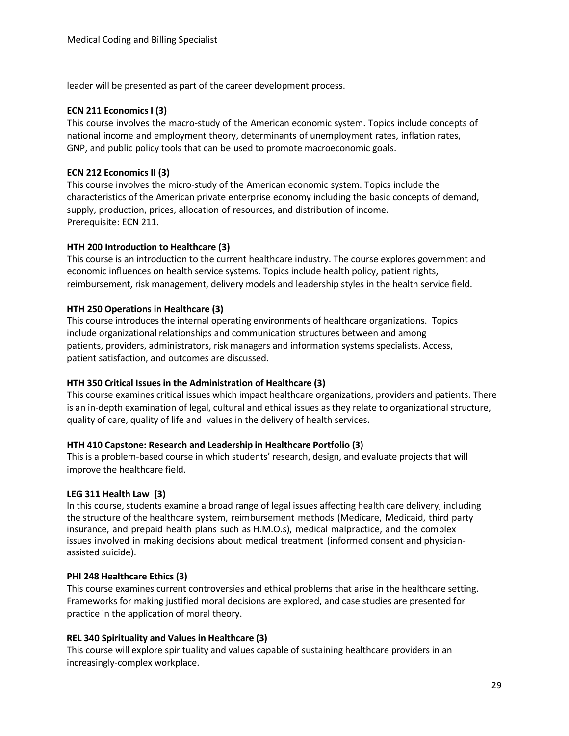leader will be presented as part of the career development process.

**ECN 211 Economics I (3)**
This course involves the macro-study of the American economic system. Topics include concepts of national income and employment theory, determinants of unemployment rates, inflation rates, GNP, and public policy tools that can be used to promote macroeconomic goals.

**ECN 212 Economics II (3)**
This course involves the micro-study of the American economic system. Topics include the characteristics of the American private enterprise economy including the basic concepts of demand, supply, production, prices, allocation of resources, and distribution of income.
Prerequisite: ECN 211.

**HTH 200 Introduction to Healthcare (3)**
This course is an introduction to the current healthcare industry. The course explores government and economic influences on health service systems. Topics include health policy, patient rights, reimbursement, risk management, delivery models and leadership styles in the health service field.

**HTH 250 Operations in Healthcare (3)**
This course introduces the internal operating environments of healthcare organizations. Topics include organizational relationships and communication structures between and among patients, providers, administrators, risk managers and information systems specialists. Access, patient satisfaction, and outcomes are discussed.

**HTH 350 Critical Issues in the Administration of Healthcare (3)**
This course examines critical issues which impact healthcare organizations, providers and patients. There is an in-depth examination of legal, cultural and ethical issues as they relate to organizational structure, quality of care, quality of life and values in the delivery of health services.

**HTH 410 Capstone: Research and Leadership in Healthcare Portfolio (3)**
This is a problem-based course in which students' research, design, and evaluate projects that will improve the healthcare field.

**LEG 311 Health Law (3)**
In this course, students examine a broad range of legal issues affecting health care delivery, including the structure of the healthcare system, reimbursement methods (Medicare, Medicaid, third party insurance, and prepaid health plans such as H.M.O.s), medical malpractice, and the complex issues involved in making decisions about medical treatment (informed consent and physician-assisted suicide).

**PHI 248 Healthcare Ethics (3)**
This course examines current controversies and ethical problems that arise in the healthcare setting. Frameworks for making justified moral decisions are explored, and case studies are presented for practice in the application of moral theory.

**REL 340 Spirituality and Values in Healthcare (3)**
This course will explore spirituality and values capable of sustaining healthcare providers in an increasingly-complex workplace.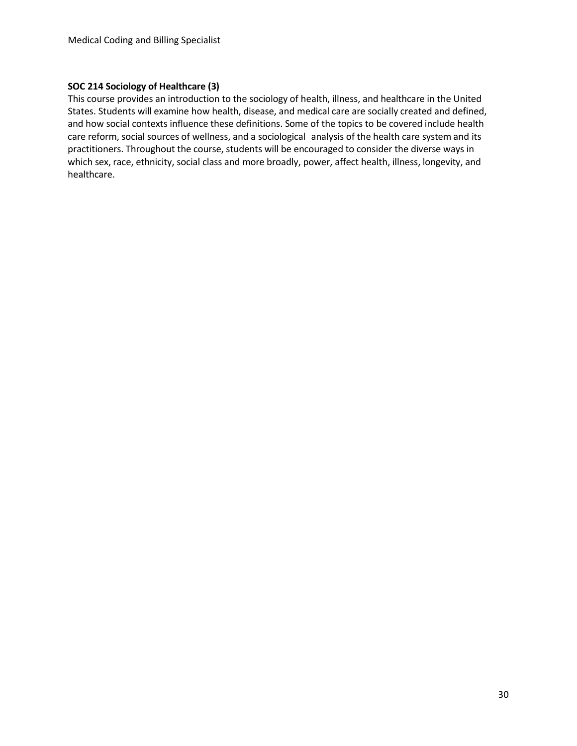**SOC 214 Sociology of Healthcare (3)**

This course provides an introduction to the sociology of health, illness, and healthcare in the United States. Students will examine how health, disease, and medical care are socially created and defined, and how social contexts influence these definitions. Some of the topics to be covered include health care reform, social sources of wellness, and a sociological analysis of the health care system and its practitioners. Throughout the course, students will be encouraged to consider the diverse ways in which sex, race, ethnicity, social class and more broadly, power, affect health, illness, longevity, and healthcare.